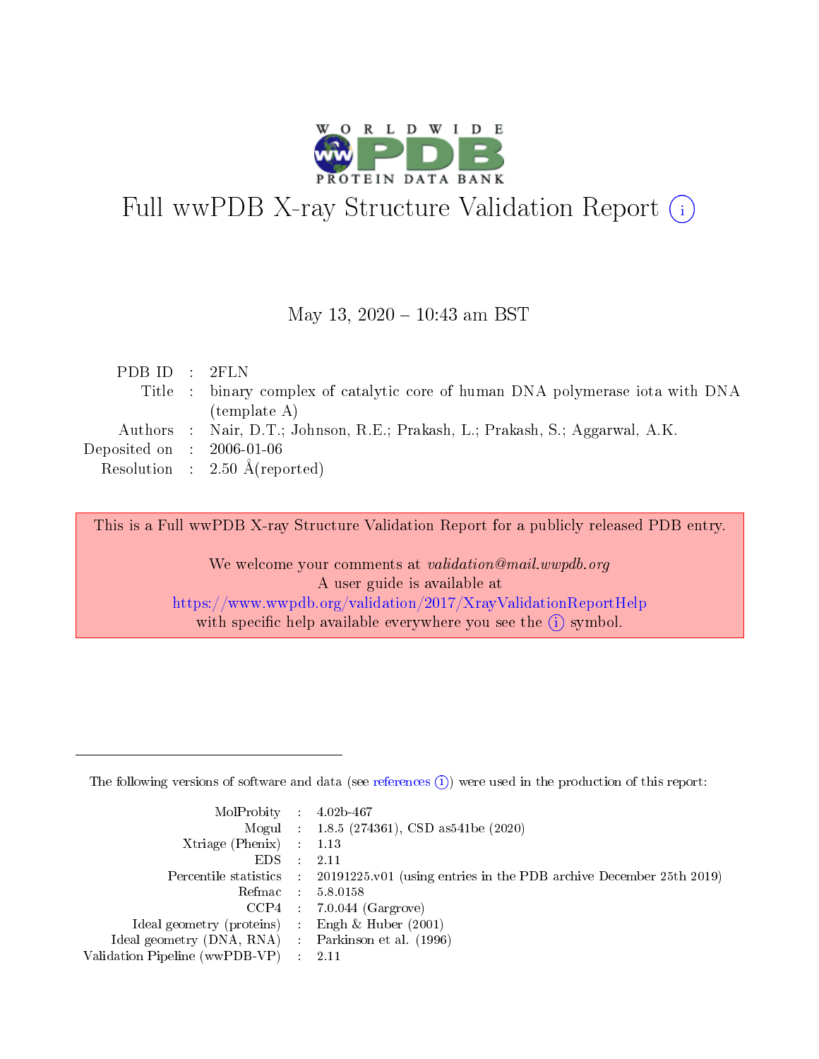# Full wwPDB X-ray Structure Validation Report (i)

May 13, 2020 – 10:43 am BST

| | | |
|---|---|---|
| PDB ID | : | 2FLN |
| Title | : | binary complex of catalytic core of human DNA polymerase iota with DNA (template A) |
| Authors | : | Nair, D.T.; Johnson, R.E.; Prakash, L.; Prakash, S.; Aggarwal, A.K. |
| Deposited on | : | 2006-01-06 |
| Resolution | : | 2.50 Å(reported) |

This is a Full wwPDB X-ray Structure Validation Report for a publicly released PDB entry.

We welcome your comments at *validation@mail.wwpdb.org*
A user guide is available at
https://www.wwpdb.org/validation/2017/XrayValidationReportHelp
with specific help available everywhere you see the (i) symbol.

---

The following versions of software and data (see references (i)) were used in the production of this report:

| | | |
|---|---|---|
| MolProbity | : | 4.02b-467 |
| Mogul | : | 1.8.5 (274361), CSD as541be (2020) |
| Xtriage (Phenix) | : | 1.13 |
| EDS | : | 2.11 |
| Percentile statistics | : | 20191225.v01 (using entries in the PDB archive December 25th 2019) |
| Refmac | : | 5.8.0158 |
| CCP4 | : | 7.0.044 (Gargrove) |
| Ideal geometry (proteins) | : | Engh & Huber (2001) |
| Ideal geometry (DNA, RNA) | : | Parkinson et al. (1996) |
| Validation Pipeline (wwPDB-VP) | : | 2.11 |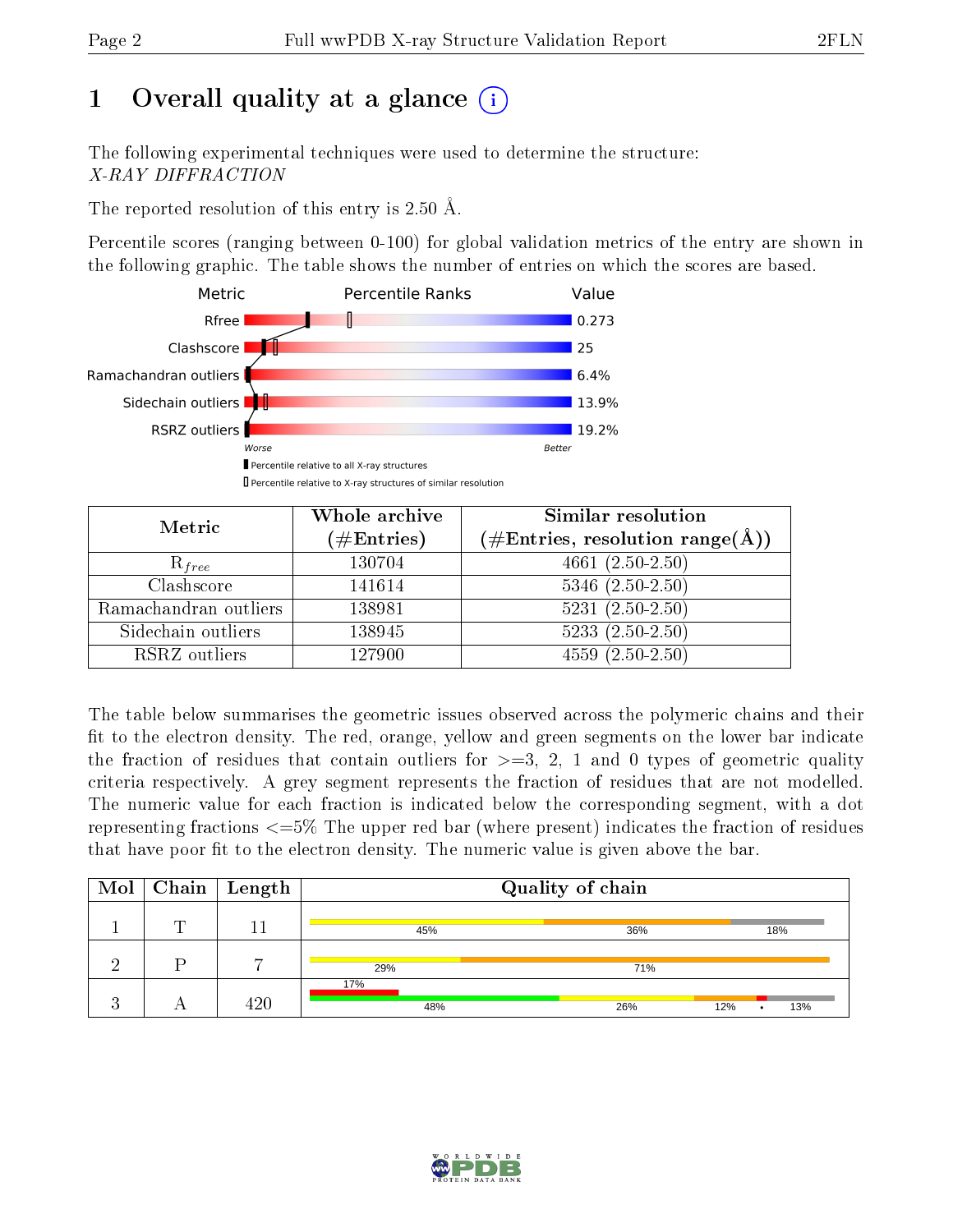# 1 Overall quality at a glance

The following experimental techniques were used to determine the structure:
*X-RAY DIFFRACTION*

The reported resolution of this entry is 2.50 Å.

Percentile scores (ranging between 0-100) for global validation metrics of the entry are shown in the following graphic. The table shows the number of entries on which the scores are based.

| Metric | Value |
|---|---|
| Rfree | 0.273 |
| Clashscore | 25 |
| Ramachandran outliers | 6.4% |
| Sidechain outliers | 13.9% |
| RSRZ outliers | 19.2% |

Worse — Better

Percentile relative to all X-ray structures

Percentile relative to X-ray structures of similar resolution

| Metric | Whole archive (#Entries) | Similar resolution (#Entries, resolution range(Å)) |
|---|---|---|
| $R_{free}$ | 130704 | 4661 (2.50-2.50) |
| Clashscore | 141614 | 5346 (2.50-2.50) |
| Ramachandran outliers | 138981 | 5231 (2.50-2.50) |
| Sidechain outliers | 138945 | 5233 (2.50-2.50) |
| RSRZ outliers | 127900 | 4559 (2.50-2.50) |

The table below summarises the geometric issues observed across the polymeric chains and their fit to the electron density. The red, orange, yellow and green segments on the lower bar indicate the fraction of residues that contain outliers for >=3, 2, 1 and 0 types of geometric quality criteria respectively. A grey segment represents the fraction of residues that are not modelled. The numeric value for each fraction is indicated below the corresponding segment, with a dot representing fractions <=5% The upper red bar (where present) indicates the fraction of residues that have poor fit to the electron density. The numeric value is given above the bar.

| Mol | Chain | Length | Quality of chain |
|---|---|---|---|
| 1 | T | 11 | 45% · 36% · 18% |
| 2 | P | 7 | 29% · 71% |
| 3 | A | 420 | 17% (poor fit); 48% · 26% · 12% · • · 13% |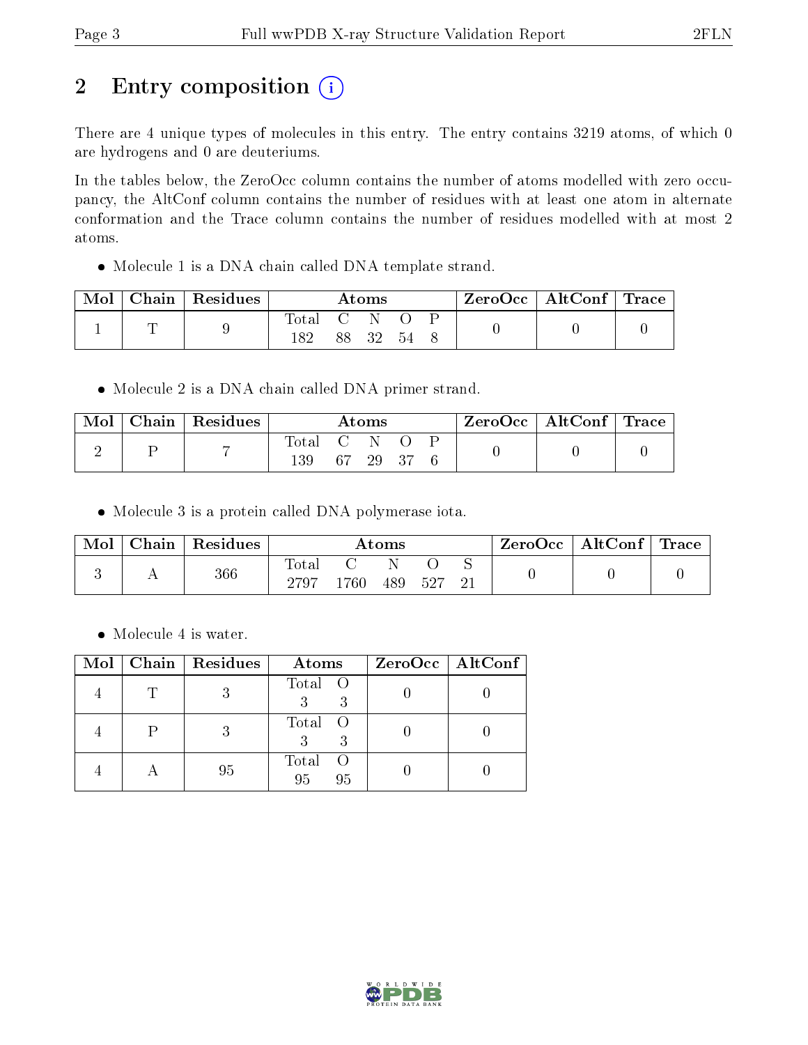# 2 Entry composition (i)

There are 4 unique types of molecules in this entry. The entry contains 3219 atoms, of which 0 are hydrogens and 0 are deuteriums.

In the tables below, the ZeroOcc column contains the number of atoms modelled with zero occupancy, the AltConf column contains the number of residues with at least one atom in alternate conformation and the Trace column contains the number of residues modelled with at most 2 atoms.

- Molecule 1 is a DNA chain called DNA template strand.

| Mol | Chain | Residues | Atoms | | | | | ZeroOcc | AltConf | Trace |
|---|---|---|---|---|---|---|---|---|---|---|
| | | | Total | C | N | O | P | | | |
| 1 | T | 9 | 182 | 88 | 32 | 54 | 8 | 0 | 0 | 0 |

- Molecule 2 is a DNA chain called DNA primer strand.

| Mol | Chain | Residues | Atoms | | | | | ZeroOcc | AltConf | Trace |
|---|---|---|---|---|---|---|---|---|---|---|
| | | | Total | C | N | O | P | | | |
| 2 | P | 7 | 139 | 67 | 29 | 37 | 6 | 0 | 0 | 0 |

- Molecule 3 is a protein called DNA polymerase iota.

| Mol | Chain | Residues | Atoms | | | | | ZeroOcc | AltConf | Trace |
|---|---|---|---|---|---|---|---|---|---|---|
| | | | Total | C | N | O | S | | | |
| 3 | A | 366 | 2797 | 1760 | 489 | 527 | 21 | 0 | 0 | 0 |

- Molecule 4 is water.

| Mol | Chain | Residues | Atoms | | ZeroOcc | AltConf |
|---|---|---|---|---|---|---|
| | | | Total | O | | |
| 4 | T | 3 | 3 | 3 | 0 | 0 |
| 4 | P | 3 | 3 | 3 | 0 | 0 |
| 4 | A | 95 | 95 | 95 | 0 | 0 |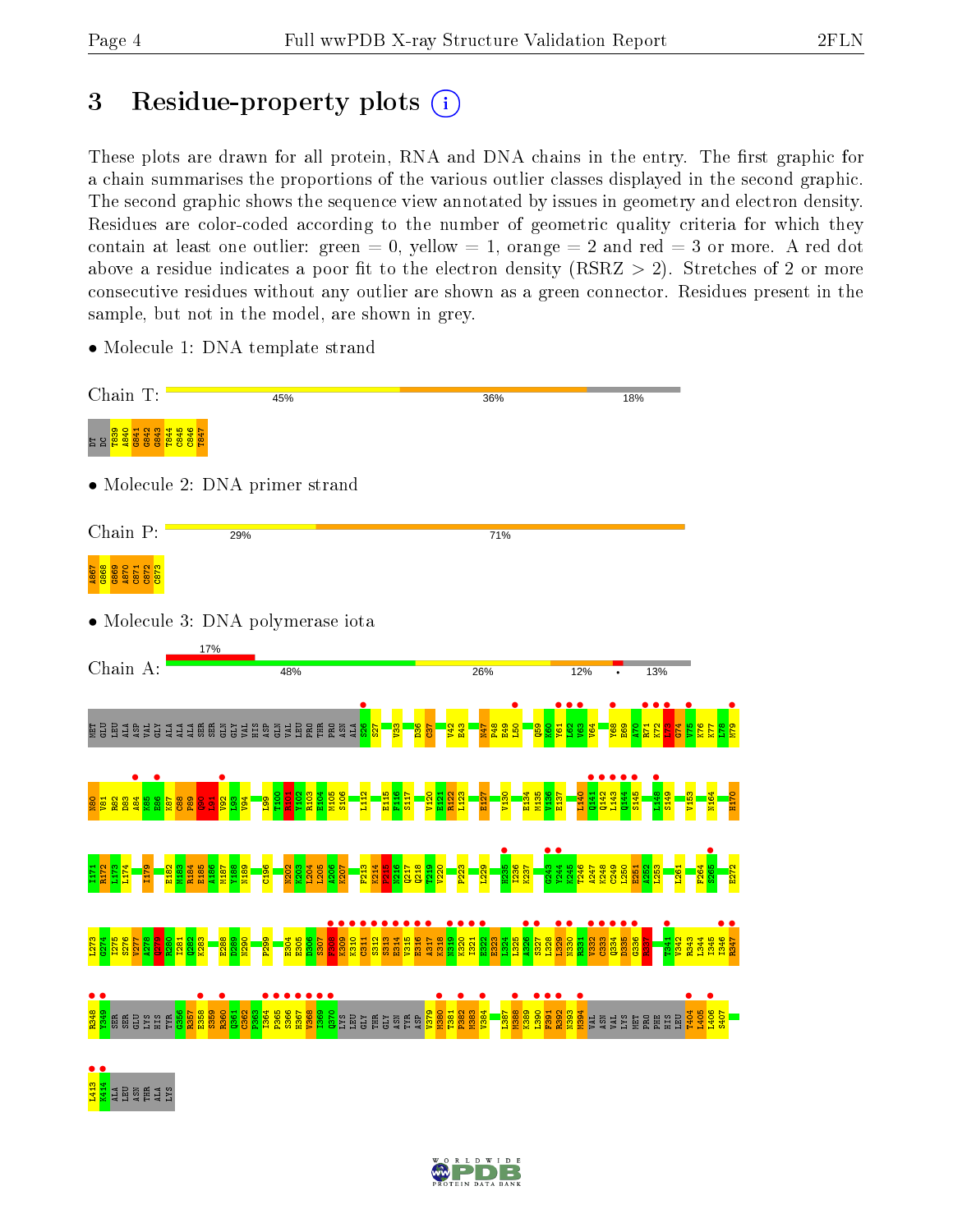# 3 Residue-property plots

These plots are drawn for all protein, RNA and DNA chains in the entry. The first graphic for a chain summarises the proportions of the various outlier classes displayed in the second graphic. The second graphic shows the sequence view annotated by issues in geometry and electron density. Residues are color-coded according to the number of geometric quality criteria for which they contain at least one outlier: green = 0, yellow = 1, orange = 2 and red = 3 or more. A red dot above a residue indicates a poor fit to the electron density (RSRZ > 2). Stretches of 2 or more consecutive residues without any outlier are shown as a green connector. Residues present in the sample, but not in the model, are shown in grey.

- Molecule 1: DNA template strand

Chain T: 45% 36% 18%

DT DC T839 A840 G841 G842 G843 T844 C845 C846 T847

- Molecule 2: DNA primer strand

Chain P: 29% 71%

A867 G868 G869 A870 C871 C872 C873

- Molecule 3: DNA polymerase iota

Chain A: 17% 48% 26% 12% • 13%

MET GLU LEU ALA ASP VAL GLY ALA ALA ALA SER SER GLN GLY VAL HIS ASP GLN VAL LEU PRO THR PRO ASN ALA S26 S27 V33 D36 C37 V42 E43 M47 R48 E49 L50 Q59 K60 Y61 L62 V63 V64 Y68 H69 A70 R71 K72 I73 G74 V75 K76 K77 L78 M79

N80 R81 K82 D83 A84 K85 E86 K87 C88 P89 Q90 L91 V92 L93 V94 L99 T100 H101 G102 R103 E104 M105 S106 L112 E115 F116 S117 V120 E121 R122 L123 E127 V130 E134 M135 V136 E137 L140 Q141 Q142 L143 Q144 S145 L148 S149 V153 N164 H170

I171 A172 I173 L174 I179 E182 M183 R184 E185 A186 M187 Y188 N189 C196 N202 K203 L204 L205 A206 K207 F213 K214 P215 N216 Q217 Q218 T219 V220 P223 L229 R235 L236 K237 G243 V244 K245 T246 A247 K248 C249 L250 E251 A252 L253 L261 F264 S265 E272

L273 Q274 S276 V277 A278 C279 R280 I281 Q282 K283 E288 D289 N290 P299 E304 E305 D306 S307 K308 K309 K310 C311 S312 S313 E314 V315 E316 A317 K318 N319 K320 I321 E322 E323 L324 L325 A326 S327 L328 L329 N330 R331 V332 C333 Q334 D335 G336 K337 T341 V342 R343 L344 L345 I346 R347

R348 V349 SER SER GLU LYS HIS TYR G356 R357 E358 S359 R360 Q361 C362 P363 I364 P365 S366 H367 V368 I369 Q370 LYS LEU GLY THR GLY ASN TYR ASP V379 M380 T381 P382 M383 V384 L387 M388 K389 L390 F391 R392 N393 M394 VAL ASN VAL LYS MET PRO PHE HIS LEU T404 L405 L406 S407

L413 K414 ALA LEU ASN THR ALA LYS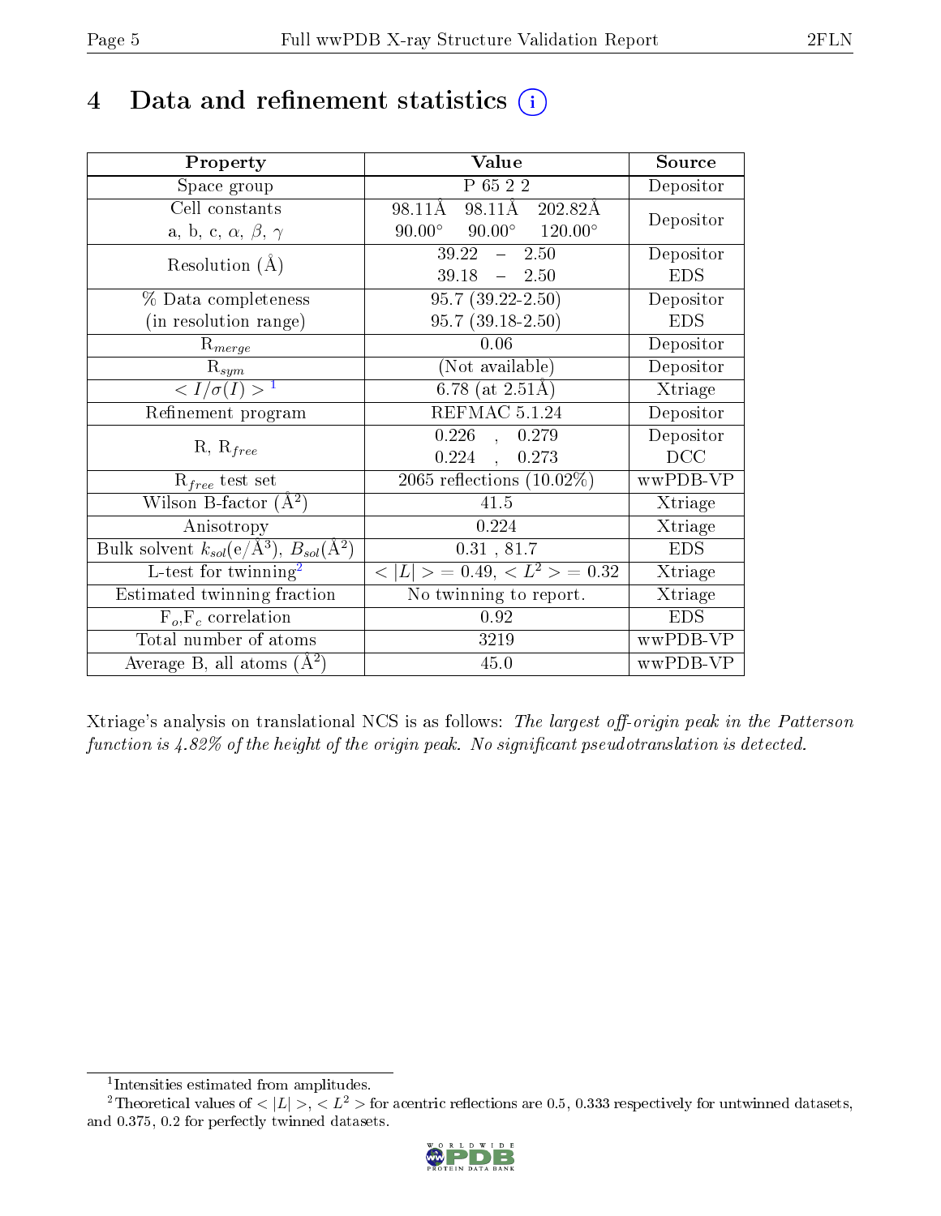# 4 Data and refinement statistics (i)

| Property | Value | Source |
|---|---|---|
| Space group | P 65 2 2 | Depositor |
| Cell constants<br>a, b, c, $\alpha$, $\beta$, $\gamma$ | 98.11Å 98.11Å 202.82Å<br>90.00° 90.00° 120.00° | Depositor |
| Resolution (Å) | 39.22 – 2.50<br>39.18 – 2.50 | Depositor<br>EDS |
| % Data completeness<br>(in resolution range) | 95.7 (39.22-2.50)<br>95.7 (39.18-2.50) | Depositor<br>EDS |
| $R_{merge}$ | 0.06 | Depositor |
| $R_{sym}$ | (Not available) | Depositor |
| $< I/\sigma(I) >$ [1] | 6.78 (at 2.51Å) | Xtriage |
| Refinement program | REFMAC 5.1.24 | Depositor |
| R, $R_{free}$ | 0.226 , 0.279<br>0.224 , 0.273 | Depositor<br>DCC |
| $R_{free}$ test set | 2065 reflections (10.02%) | wwPDB-VP |
| Wilson B-factor (Å$^2$) | 41.5 | Xtriage |
| Anisotropy | 0.224 | Xtriage |
| Bulk solvent $k_{sol}$(e/Å$^3$), $B_{sol}$(Å$^2$) | 0.31 , 81.7 | EDS |
| L-test for twinning[2] | $< \vert L \vert >$ = 0.49, $< L^2 >$ = 0.32 | Xtriage |
| Estimated twinning fraction | No twinning to report. | Xtriage |
| $F_o$,$F_c$ correlation | 0.92 | EDS |
| Total number of atoms | 3219 | wwPDB-VP |
| Average B, all atoms (Å$^2$) | 45.0 | wwPDB-VP |

Xtriage's analysis on translational NCS is as follows: *The largest off-origin peak in the Patterson function is 4.82% of the height of the origin peak. No significant pseudotranslation is detected.*

[1] Intensities estimated from amplitudes.

[2] Theoretical values of $< |L| >$, $< L^2 >$ for acentric reflections are 0.5, 0.333 respectively for untwinned datasets, and 0.375, 0.2 for perfectly twinned datasets.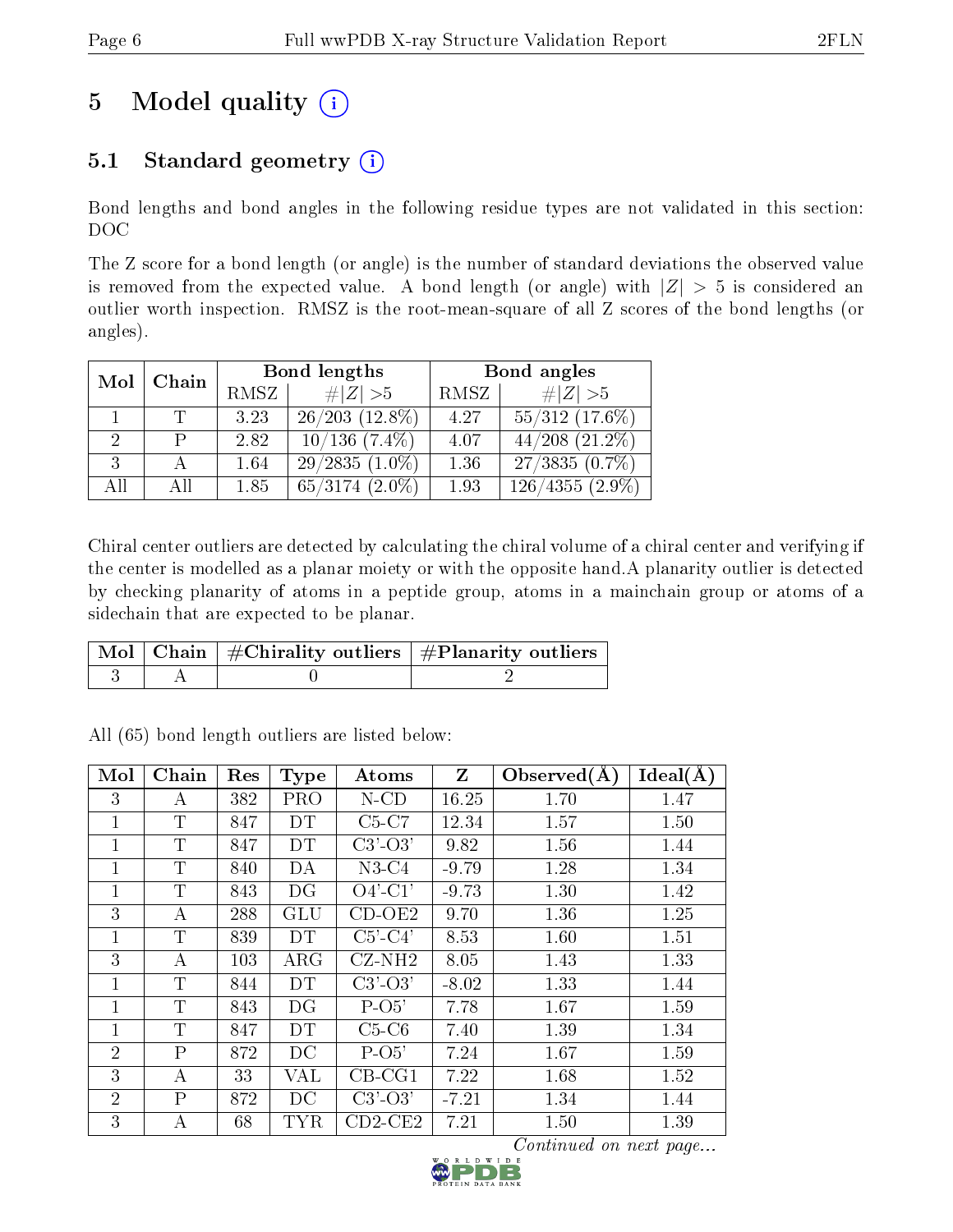# 5 Model quality (i)

## 5.1 Standard geometry (i)

Bond lengths and bond angles in the following residue types are not validated in this section: DOC

The Z score for a bond length (or angle) is the number of standard deviations the observed value is removed from the expected value. A bond length (or angle) with $|Z| > 5$ is considered an outlier worth inspection. RMSZ is the root-mean-square of all Z scores of the bond lengths (or angles).

| Mol | Chain | Bond lengths | | Bond angles | |
|---|---|---|---|---|---|
| | | RMSZ | #$\|Z\|$ >5 | RMSZ | #$\|Z\|$ >5 |
| 1 | T | 3.23 | 26/203 (12.8%) | 4.27 | 55/312 (17.6%) |
| 2 | P | 2.82 | 10/136 (7.4%) | 4.07 | 44/208 (21.2%) |
| 3 | A | 1.64 | 29/2835 (1.0%) | 1.36 | 27/3835 (0.7%) |
| All | All | 1.85 | 65/3174 (2.0%) | 1.93 | 126/4355 (2.9%) |

Chiral center outliers are detected by calculating the chiral volume of a chiral center and verifying if the center is modelled as a planar moiety or with the opposite hand.A planarity outlier is detected by checking planarity of atoms in a peptide group, atoms in a mainchain group or atoms of a sidechain that are expected to be planar.

| Mol | Chain | #Chirality outliers | #Planarity outliers |
|---|---|---|---|
| 3 | A | 0 | 2 |

All (65) bond length outliers are listed below:

| Mol | Chain | Res | Type | Atoms | Z | Observed(Å) | Ideal(Å) |
|---|---|---|---|---|---|---|---|
| 3 | A | 382 | PRO | N-CD | 16.25 | 1.70 | 1.47 |
| 1 | T | 847 | DT | C5-C7 | 12.34 | 1.57 | 1.50 |
| 1 | T | 847 | DT | C3'-O3' | 9.82 | 1.56 | 1.44 |
| 1 | T | 840 | DA | N3-C4 | -9.79 | 1.28 | 1.34 |
| 1 | T | 843 | DG | O4'-C1' | -9.73 | 1.30 | 1.42 |
| 3 | A | 288 | GLU | CD-OE2 | 9.70 | 1.36 | 1.25 |
| 1 | T | 839 | DT | C5'-C4' | 8.53 | 1.60 | 1.51 |
| 3 | A | 103 | ARG | CZ-NH2 | 8.05 | 1.43 | 1.33 |
| 1 | T | 844 | DT | C3'-O3' | -8.02 | 1.33 | 1.44 |
| 1 | T | 843 | DG | P-O5' | 7.78 | 1.67 | 1.59 |
| 1 | T | 847 | DT | C5-C6 | 7.40 | 1.39 | 1.34 |
| 2 | P | 872 | DC | P-O5' | 7.24 | 1.67 | 1.59 |
| 3 | A | 33 | VAL | CB-CG1 | 7.22 | 1.68 | 1.52 |
| 2 | P | 872 | DC | C3'-O3' | -7.21 | 1.34 | 1.44 |
| 3 | A | 68 | TYR | CD2-CE2 | 7.21 | 1.50 | 1.39 |

*Continued on next page...*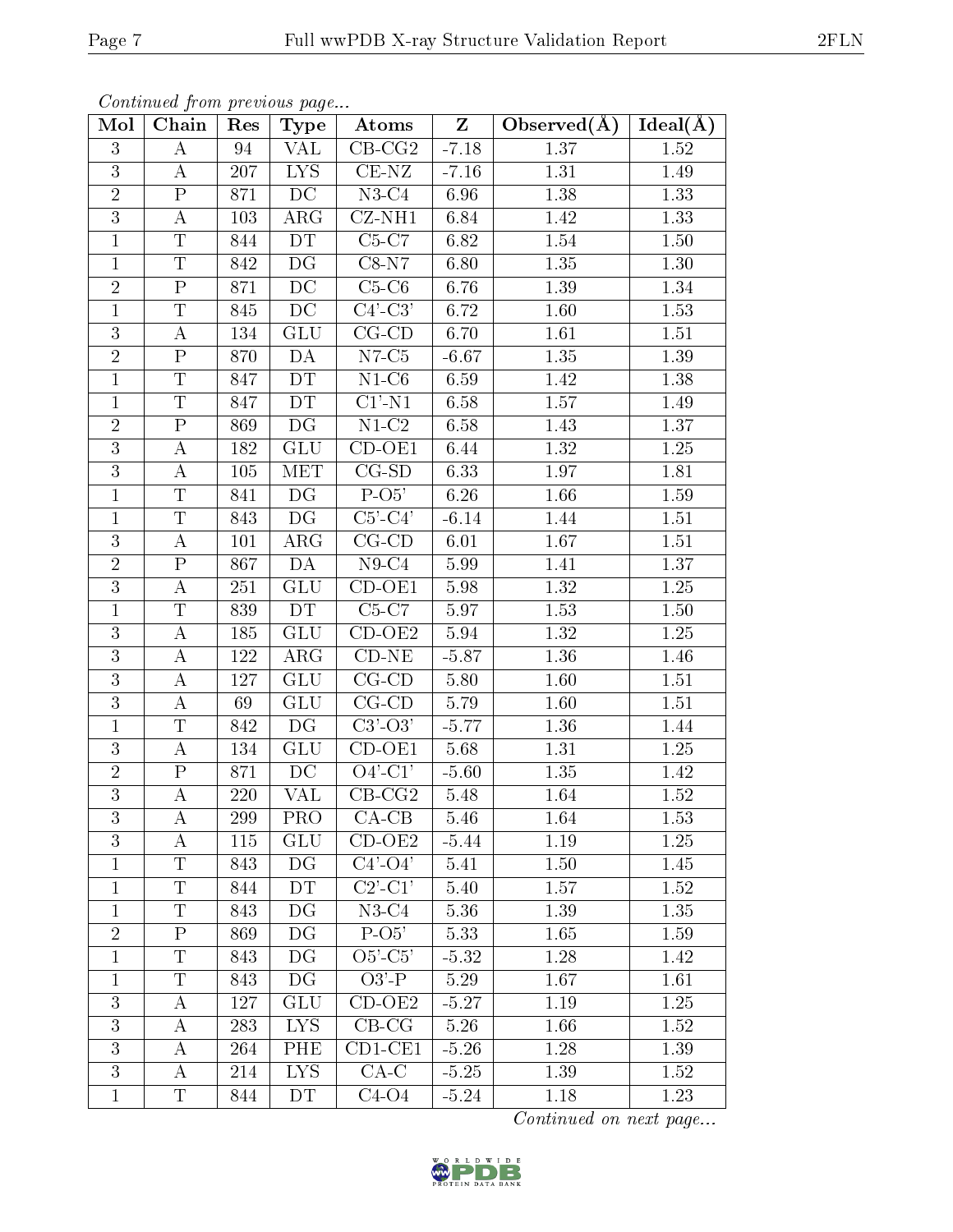*Continued from previous page...*

| Mol | Chain | Res | Type | Atoms | Z | Observed(Å) | Ideal(Å) |
|---|---|---|---|---|---|---|---|
| 3 | A | 94 | VAL | CB-CG2 | -7.18 | 1.37 | 1.52 |
| 3 | A | 207 | LYS | CE-NZ | -7.16 | 1.31 | 1.49 |
| 2 | P | 871 | DC | N3-C4 | 6.96 | 1.38 | 1.33 |
| 3 | A | 103 | ARG | CZ-NH1 | 6.84 | 1.42 | 1.33 |
| 1 | T | 844 | DT | C5-C7 | 6.82 | 1.54 | 1.50 |
| 1 | T | 842 | DG | C8-N7 | 6.80 | 1.35 | 1.30 |
| 2 | P | 871 | DC | C5-C6 | 6.76 | 1.39 | 1.34 |
| 1 | T | 845 | DC | C4'-C3' | 6.72 | 1.60 | 1.53 |
| 3 | A | 134 | GLU | CG-CD | 6.70 | 1.61 | 1.51 |
| 2 | P | 870 | DA | N7-C5 | -6.67 | 1.35 | 1.39 |
| 1 | T | 847 | DT | N1-C6 | 6.59 | 1.42 | 1.38 |
| 1 | T | 847 | DT | C1'-N1 | 6.58 | 1.57 | 1.49 |
| 2 | P | 869 | DG | N1-C2 | 6.58 | 1.43 | 1.37 |
| 3 | A | 182 | GLU | CD-OE1 | 6.44 | 1.32 | 1.25 |
| 3 | A | 105 | MET | CG-SD | 6.33 | 1.97 | 1.81 |
| 1 | T | 841 | DG | P-O5' | 6.26 | 1.66 | 1.59 |
| 1 | T | 843 | DG | C5'-C4' | -6.14 | 1.44 | 1.51 |
| 3 | A | 101 | ARG | CG-CD | 6.01 | 1.67 | 1.51 |
| 2 | P | 867 | DA | N9-C4 | 5.99 | 1.41 | 1.37 |
| 3 | A | 251 | GLU | CD-OE1 | 5.98 | 1.32 | 1.25 |
| 1 | T | 839 | DT | C5-C7 | 5.97 | 1.53 | 1.50 |
| 3 | A | 185 | GLU | CD-OE2 | 5.94 | 1.32 | 1.25 |
| 3 | A | 122 | ARG | CD-NE | -5.87 | 1.36 | 1.46 |
| 3 | A | 127 | GLU | CG-CD | 5.80 | 1.60 | 1.51 |
| 3 | A | 69 | GLU | CG-CD | 5.79 | 1.60 | 1.51 |
| 1 | T | 842 | DG | C3'-O3' | -5.77 | 1.36 | 1.44 |
| 3 | A | 134 | GLU | CD-OE1 | 5.68 | 1.31 | 1.25 |
| 2 | P | 871 | DC | O4'-C1' | -5.60 | 1.35 | 1.42 |
| 3 | A | 220 | VAL | CB-CG2 | 5.48 | 1.64 | 1.52 |
| 3 | A | 299 | PRO | CA-CB | 5.46 | 1.64 | 1.53 |
| 3 | A | 115 | GLU | CD-OE2 | -5.44 | 1.19 | 1.25 |
| 1 | T | 843 | DG | C4'-O4' | 5.41 | 1.50 | 1.45 |
| 1 | T | 844 | DT | C2'-C1' | 5.40 | 1.57 | 1.52 |
| 1 | T | 843 | DG | N3-C4 | 5.36 | 1.39 | 1.35 |
| 2 | P | 869 | DG | P-O5' | 5.33 | 1.65 | 1.59 |
| 1 | T | 843 | DG | O5'-C5' | -5.32 | 1.28 | 1.42 |
| 1 | T | 843 | DG | O3'-P | 5.29 | 1.67 | 1.61 |
| 3 | A | 127 | GLU | CD-OE2 | -5.27 | 1.19 | 1.25 |
| 3 | A | 283 | LYS | CB-CG | 5.26 | 1.66 | 1.52 |
| 3 | A | 264 | PHE | CD1-CE1 | -5.26 | 1.28 | 1.39 |
| 3 | A | 214 | LYS | CA-C | -5.25 | 1.39 | 1.52 |
| 1 | T | 844 | DT | C4-O4 | -5.24 | 1.18 | 1.23 |

*Continued on next page...*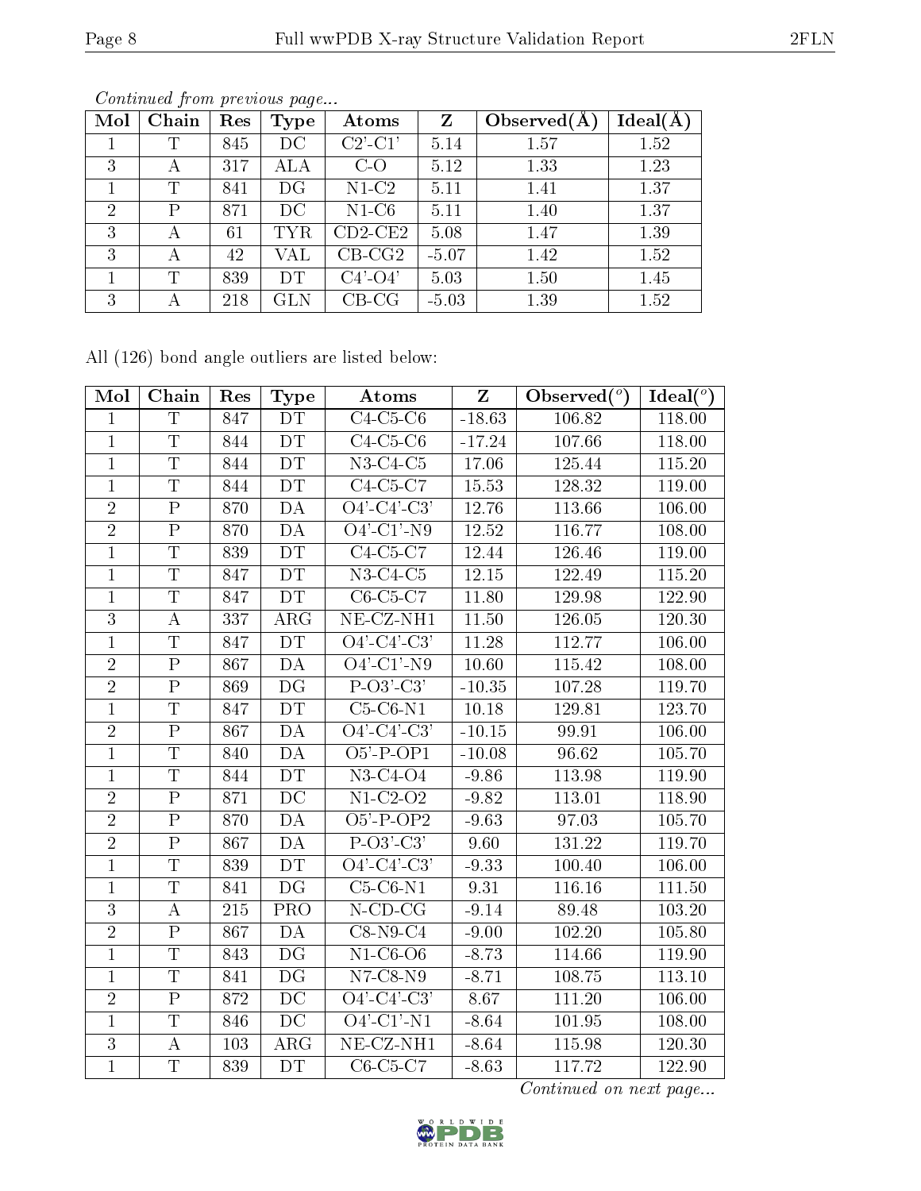*Continued from previous page...*

| Mol | Chain | Res | Type | Atoms | Z | Observed(Å) | Ideal(Å) |
|---|---|---|---|---|---|---|---|
| 1 | T | 845 | DC | C2'-C1' | 5.14 | 1.57 | 1.52 |
| 3 | A | 317 | ALA | C-O | 5.12 | 1.33 | 1.23 |
| 1 | T | 841 | DG | N1-C2 | 5.11 | 1.41 | 1.37 |
| 2 | P | 871 | DC | N1-C6 | 5.11 | 1.40 | 1.37 |
| 3 | A | 61 | TYR | CD2-CE2 | 5.08 | 1.47 | 1.39 |
| 3 | A | 42 | VAL | CB-CG2 | -5.07 | 1.42 | 1.52 |
| 1 | T | 839 | DT | C4'-O4' | 5.03 | 1.50 | 1.45 |
| 3 | A | 218 | GLN | CB-CG | -5.03 | 1.39 | 1.52 |

All (126) bond angle outliers are listed below:

| Mol | Chain | Res | Type | Atoms | Z | Observed(°) | Ideal(°) |
|---|---|---|---|---|---|---|---|
| 1 | T | 847 | DT | C4-C5-C6 | -18.63 | 106.82 | 118.00 |
| 1 | T | 844 | DT | C4-C5-C6 | -17.24 | 107.66 | 118.00 |
| 1 | T | 844 | DT | N3-C4-C5 | 17.06 | 125.44 | 115.20 |
| 1 | T | 844 | DT | C4-C5-C7 | 15.53 | 128.32 | 119.00 |
| 2 | P | 870 | DA | O4'-C4'-C3' | 12.76 | 113.66 | 106.00 |
| 2 | P | 870 | DA | O4'-C1'-N9 | 12.52 | 116.77 | 108.00 |
| 1 | T | 839 | DT | C4-C5-C7 | 12.44 | 126.46 | 119.00 |
| 1 | T | 847 | DT | N3-C4-C5 | 12.15 | 122.49 | 115.20 |
| 1 | T | 847 | DT | C6-C5-C7 | 11.80 | 129.98 | 122.90 |
| 3 | A | 337 | ARG | NE-CZ-NH1 | 11.50 | 126.05 | 120.30 |
| 1 | T | 847 | DT | O4'-C4'-C3' | 11.28 | 112.77 | 106.00 |
| 2 | P | 867 | DA | O4'-C1'-N9 | 10.60 | 115.42 | 108.00 |
| 2 | P | 869 | DG | P-O3'-C3' | -10.35 | 107.28 | 119.70 |
| 1 | T | 847 | DT | C5-C6-N1 | 10.18 | 129.81 | 123.70 |
| 2 | P | 867 | DA | O4'-C4'-C3' | -10.15 | 99.91 | 106.00 |
| 1 | T | 840 | DA | O5'-P-OP1 | -10.08 | 96.62 | 105.70 |
| 1 | T | 844 | DT | N3-C4-O4 | -9.86 | 113.98 | 119.90 |
| 2 | P | 871 | DC | N1-C2-O2 | -9.82 | 113.01 | 118.90 |
| 2 | P | 870 | DA | O5'-P-OP2 | -9.63 | 97.03 | 105.70 |
| 2 | P | 867 | DA | P-O3'-C3' | 9.60 | 131.22 | 119.70 |
| 1 | T | 839 | DT | O4'-C4'-C3' | -9.33 | 100.40 | 106.00 |
| 1 | T | 841 | DG | C5-C6-N1 | 9.31 | 116.16 | 111.50 |
| 3 | A | 215 | PRO | N-CD-CG | -9.14 | 89.48 | 103.20 |
| 2 | P | 867 | DA | C8-N9-C4 | -9.00 | 102.20 | 105.80 |
| 1 | T | 843 | DG | N1-C6-O6 | -8.73 | 114.66 | 119.90 |
| 1 | T | 841 | DG | N7-C8-N9 | -8.71 | 108.75 | 113.10 |
| 2 | P | 872 | DC | O4'-C4'-C3' | 8.67 | 111.20 | 106.00 |
| 1 | T | 846 | DC | O4'-C1'-N1 | -8.64 | 101.95 | 108.00 |
| 3 | A | 103 | ARG | NE-CZ-NH1 | -8.64 | 115.98 | 120.30 |
| 1 | T | 839 | DT | C6-C5-C7 | -8.63 | 117.72 | 122.90 |

*Continued on next page...*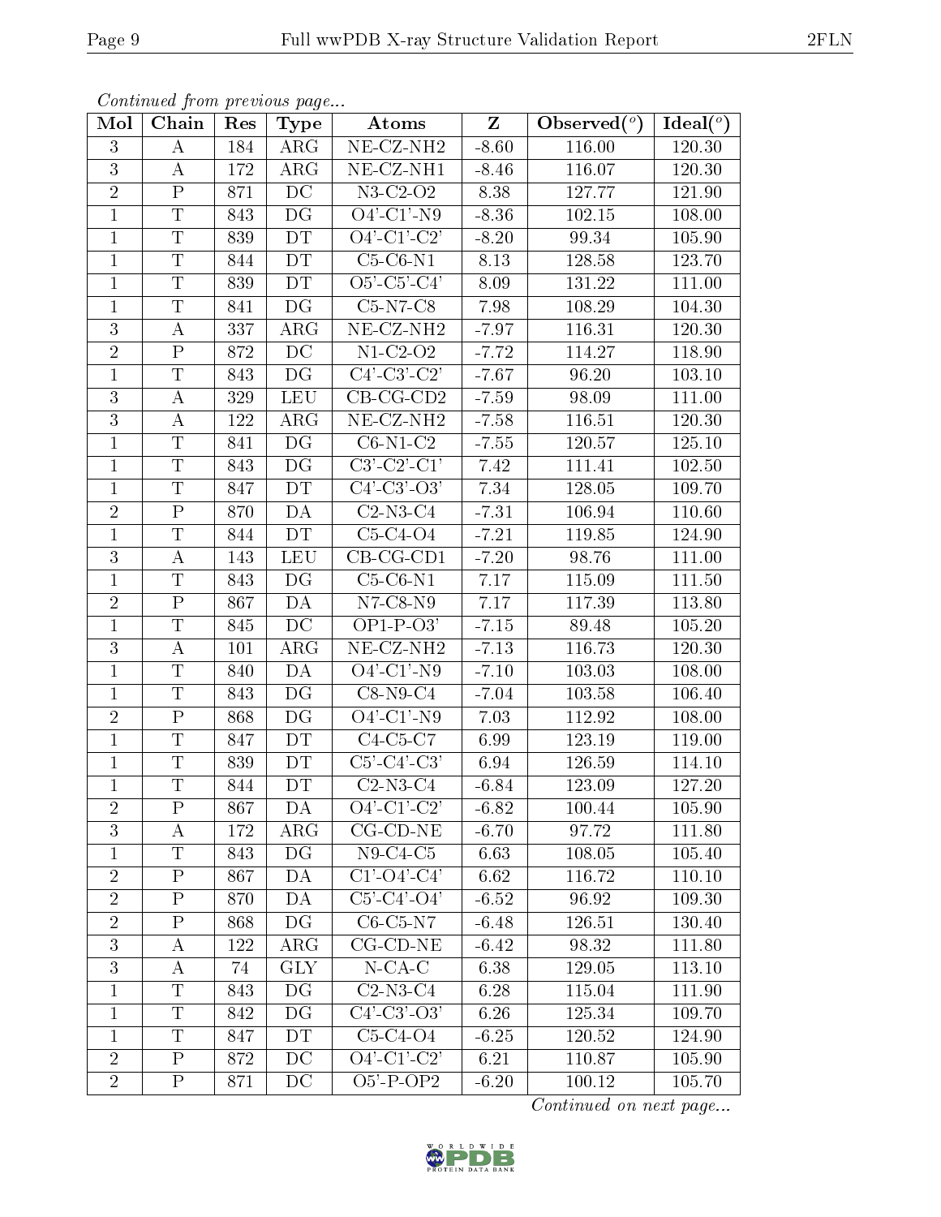*Continued from previous page...*

| Mol | Chain | Res | Type | Atoms | Z | Observed(°) | Ideal(°) |
|---|---|---|---|---|---|---|---|
| 3 | A | 184 | ARG | NE-CZ-NH2 | -8.60 | 116.00 | 120.30 |
| 3 | A | 172 | ARG | NE-CZ-NH1 | -8.46 | 116.07 | 120.30 |
| 2 | P | 871 | DC | N3-C2-O2 | 8.38 | 127.77 | 121.90 |
| 1 | T | 843 | DG | O4'-C1'-N9 | -8.36 | 102.15 | 108.00 |
| 1 | T | 839 | DT | O4'-C1'-C2' | -8.20 | 99.34 | 105.90 |
| 1 | T | 844 | DT | C5-C6-N1 | 8.13 | 128.58 | 123.70 |
| 1 | T | 839 | DT | O5'-C5'-C4' | 8.09 | 131.22 | 111.00 |
| 1 | T | 841 | DG | C5-N7-C8 | 7.98 | 108.29 | 104.30 |
| 3 | A | 337 | ARG | NE-CZ-NH2 | -7.97 | 116.31 | 120.30 |
| 2 | P | 872 | DC | N1-C2-O2 | -7.72 | 114.27 | 118.90 |
| 1 | T | 843 | DG | C4'-C3'-C2' | -7.67 | 96.20 | 103.10 |
| 3 | A | 329 | LEU | CB-CG-CD2 | -7.59 | 98.09 | 111.00 |
| 3 | A | 122 | ARG | NE-CZ-NH2 | -7.58 | 116.51 | 120.30 |
| 1 | T | 841 | DG | C6-N1-C2 | -7.55 | 120.57 | 125.10 |
| 1 | T | 843 | DG | C3'-C2'-C1' | 7.42 | 111.41 | 102.50 |
| 1 | T | 847 | DT | C4'-C3'-O3' | 7.34 | 128.05 | 109.70 |
| 2 | P | 870 | DA | C2-N3-C4 | -7.31 | 106.94 | 110.60 |
| 1 | T | 844 | DT | C5-C4-O4 | -7.21 | 119.85 | 124.90 |
| 3 | A | 143 | LEU | CB-CG-CD1 | -7.20 | 98.76 | 111.00 |
| 1 | T | 843 | DG | C5-C6-N1 | 7.17 | 115.09 | 111.50 |
| 2 | P | 867 | DA | N7-C8-N9 | 7.17 | 117.39 | 113.80 |
| 1 | T | 845 | DC | OP1-P-O3' | -7.15 | 89.48 | 105.20 |
| 3 | A | 101 | ARG | NE-CZ-NH2 | -7.13 | 116.73 | 120.30 |
| 1 | T | 840 | DA | O4'-C1'-N9 | -7.10 | 103.03 | 108.00 |
| 1 | T | 843 | DG | C8-N9-C4 | -7.04 | 103.58 | 106.40 |
| 2 | P | 868 | DG | O4'-C1'-N9 | 7.03 | 112.92 | 108.00 |
| 1 | T | 847 | DT | C4-C5-C7 | 6.99 | 123.19 | 119.00 |
| 1 | T | 839 | DT | C5'-C4'-C3' | 6.94 | 126.59 | 114.10 |
| 1 | T | 844 | DT | C2-N3-C4 | -6.84 | 123.09 | 127.20 |
| 2 | P | 867 | DA | O4'-C1'-C2' | -6.82 | 100.44 | 105.90 |
| 3 | A | 172 | ARG | CG-CD-NE | -6.70 | 97.72 | 111.80 |
| 1 | T | 843 | DG | N9-C4-C5 | 6.63 | 108.05 | 105.40 |
| 2 | P | 867 | DA | C1'-O4'-C4' | 6.62 | 116.72 | 110.10 |
| 2 | P | 870 | DA | C5'-C4'-O4' | -6.52 | 96.92 | 109.30 |
| 2 | P | 868 | DG | C6-C5-N7 | -6.48 | 126.51 | 130.40 |
| 3 | A | 122 | ARG | CG-CD-NE | -6.42 | 98.32 | 111.80 |
| 3 | A | 74 | GLY | N-CA-C | 6.38 | 129.05 | 113.10 |
| 1 | T | 843 | DG | C2-N3-C4 | 6.28 | 115.04 | 111.90 |
| 1 | T | 842 | DG | C4'-C3'-O3' | 6.26 | 125.34 | 109.70 |
| 1 | T | 847 | DT | C5-C4-O4 | -6.25 | 120.52 | 124.90 |
| 2 | P | 872 | DC | O4'-C1'-C2' | 6.21 | 110.87 | 105.90 |
| 2 | P | 871 | DC | O5'-P-OP2 | -6.20 | 100.12 | 105.70 |

*Continued on next page...*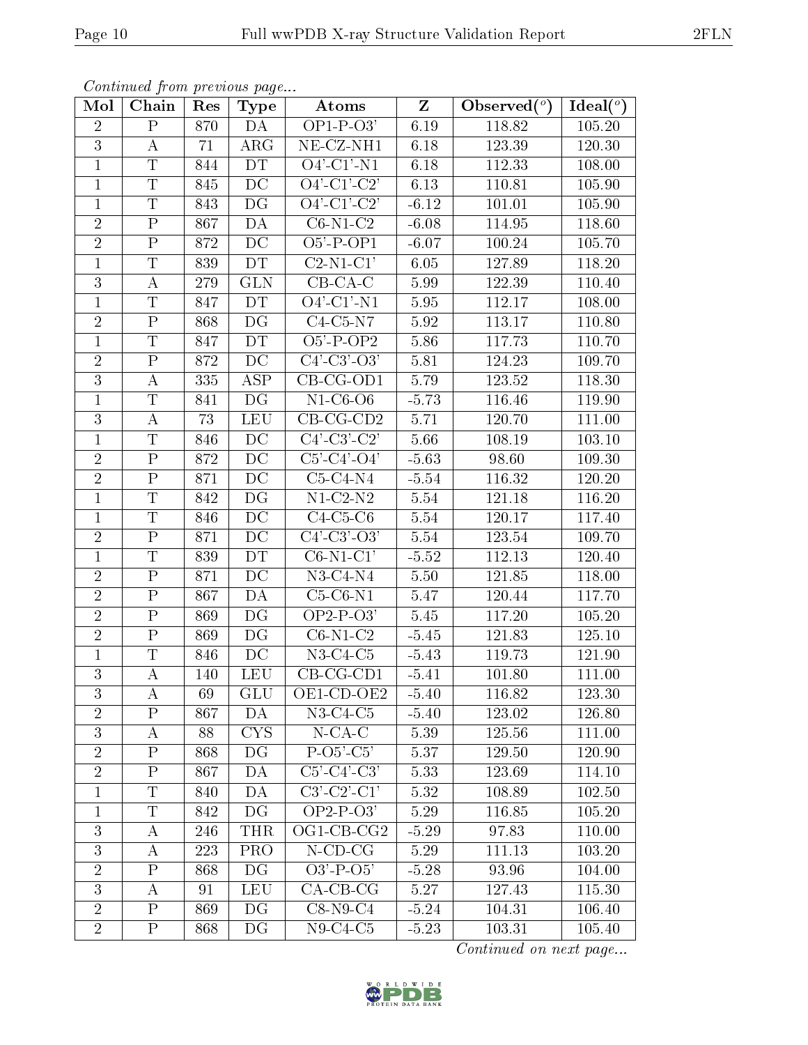*Continued from previous page...*

| Mol | Chain | Res | Type | Atoms | Z | Observed(°) | Ideal(°) |
|---|---|---|---|---|---|---|---|
| 2 | P | 870 | DA | OP1-P-O3' | 6.19 | 118.82 | 105.20 |
| 3 | A | 71 | ARG | NE-CZ-NH1 | 6.18 | 123.39 | 120.30 |
| 1 | T | 844 | DT | O4'-C1'-N1 | 6.18 | 112.33 | 108.00 |
| 1 | T | 845 | DC | O4'-C1'-C2' | 6.13 | 110.81 | 105.90 |
| 1 | T | 843 | DG | O4'-C1'-C2' | -6.12 | 101.01 | 105.90 |
| 2 | P | 867 | DA | C6-N1-C2 | -6.08 | 114.95 | 118.60 |
| 2 | P | 872 | DC | O5'-P-OP1 | -6.07 | 100.24 | 105.70 |
| 1 | T | 839 | DT | C2-N1-C1' | 6.05 | 127.89 | 118.20 |
| 3 | A | 279 | GLN | CB-CA-C | 5.99 | 122.39 | 110.40 |
| 1 | T | 847 | DT | O4'-C1'-N1 | 5.95 | 112.17 | 108.00 |
| 2 | P | 868 | DG | C4-C5-N7 | 5.92 | 113.17 | 110.80 |
| 1 | T | 847 | DT | O5'-P-OP2 | 5.86 | 117.73 | 110.70 |
| 2 | P | 872 | DC | C4'-C3'-O3' | 5.81 | 124.23 | 109.70 |
| 3 | A | 335 | ASP | CB-CG-OD1 | 5.79 | 123.52 | 118.30 |
| 1 | T | 841 | DG | N1-C6-O6 | -5.73 | 116.46 | 119.90 |
| 3 | A | 73 | LEU | CB-CG-CD2 | 5.71 | 120.70 | 111.00 |
| 1 | T | 846 | DC | C4'-C3'-C2' | 5.66 | 108.19 | 103.10 |
| 2 | P | 872 | DC | C5'-C4'-O4' | -5.63 | 98.60 | 109.30 |
| 2 | P | 871 | DC | C5-C4-N4 | -5.54 | 116.32 | 120.20 |
| 1 | T | 842 | DG | N1-C2-N2 | 5.54 | 121.18 | 116.20 |
| 1 | T | 846 | DC | C4-C5-C6 | 5.54 | 120.17 | 117.40 |
| 2 | P | 871 | DC | C4'-C3'-O3' | 5.54 | 123.54 | 109.70 |
| 1 | T | 839 | DT | C6-N1-C1' | -5.52 | 112.13 | 120.40 |
| 2 | P | 871 | DC | N3-C4-N4 | 5.50 | 121.85 | 118.00 |
| 2 | P | 867 | DA | C5-C6-N1 | 5.47 | 120.44 | 117.70 |
| 2 | P | 869 | DG | OP2-P-O3' | 5.45 | 117.20 | 105.20 |
| 2 | P | 869 | DG | C6-N1-C2 | -5.45 | 121.83 | 125.10 |
| 1 | T | 846 | DC | N3-C4-C5 | -5.43 | 119.73 | 121.90 |
| 3 | A | 140 | LEU | CB-CG-CD1 | -5.41 | 101.80 | 111.00 |
| 3 | A | 69 | GLU | OE1-CD-OE2 | -5.40 | 116.82 | 123.30 |
| 2 | P | 867 | DA | N3-C4-C5 | -5.40 | 123.02 | 126.80 |
| 3 | A | 88 | CYS | N-CA-C | 5.39 | 125.56 | 111.00 |
| 2 | P | 868 | DG | P-O5'-C5' | 5.37 | 129.50 | 120.90 |
| 2 | P | 867 | DA | C5'-C4'-C3' | 5.33 | 123.69 | 114.10 |
| 1 | T | 840 | DA | C3'-C2'-C1' | 5.32 | 108.89 | 102.50 |
| 1 | T | 842 | DG | OP2-P-O3' | 5.29 | 116.85 | 105.20 |
| 3 | A | 246 | THR | OG1-CB-CG2 | -5.29 | 97.83 | 110.00 |
| 3 | A | 223 | PRO | N-CD-CG | 5.29 | 111.13 | 103.20 |
| 2 | P | 868 | DG | O3'-P-O5' | -5.28 | 93.96 | 104.00 |
| 3 | A | 91 | LEU | CA-CB-CG | 5.27 | 127.43 | 115.30 |
| 2 | P | 869 | DG | C8-N9-C4 | -5.24 | 104.31 | 106.40 |
| 2 | P | 868 | DG | N9-C4-C5 | -5.23 | 103.31 | 105.40 |

*Continued on next page...*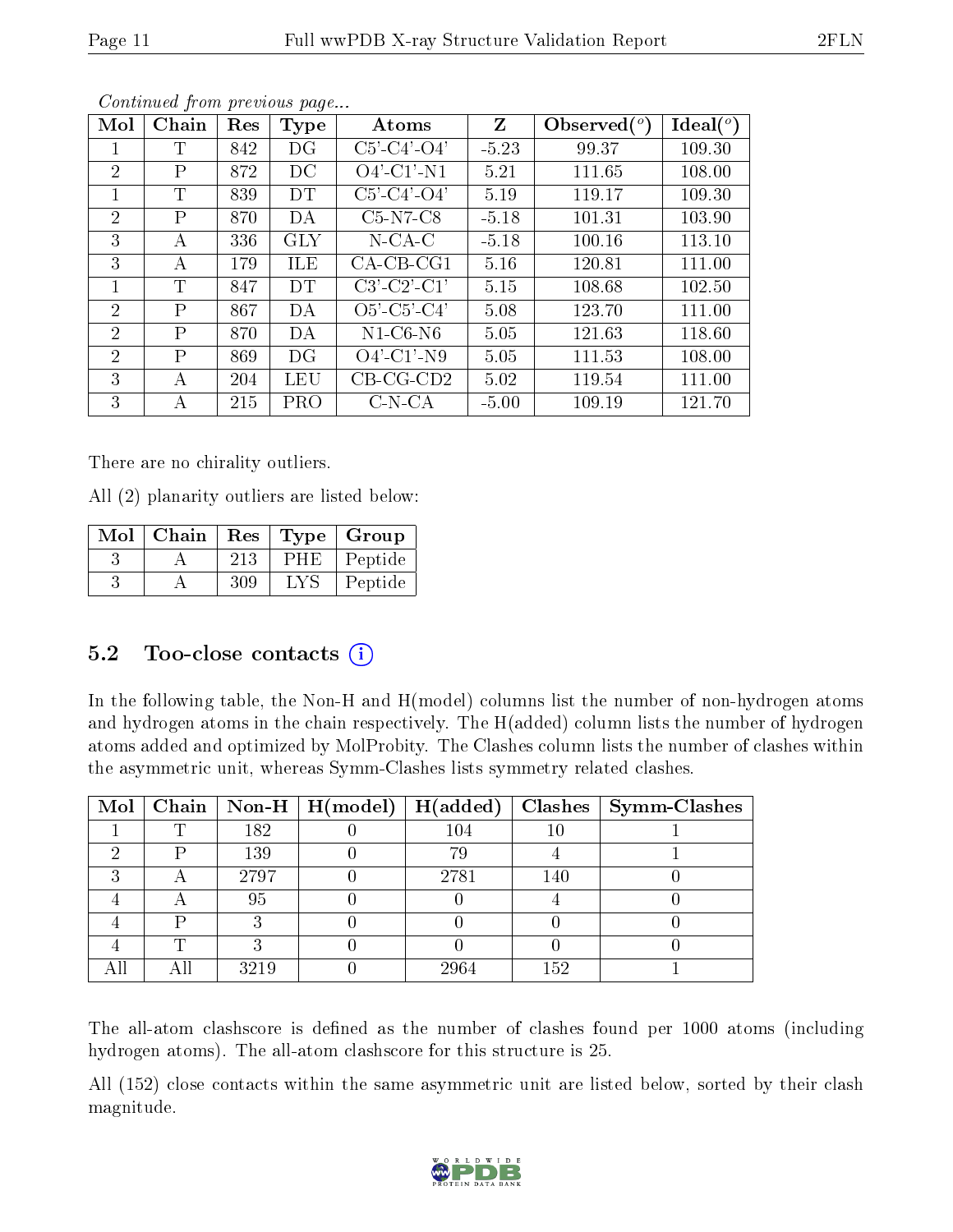*Continued from previous page...*

| Mol | Chain | Res | Type | Atoms | Z | Observed(°) | Ideal(°) |
|---|---|---|---|---|---|---|---|
| 1 | T | 842 | DG | C5'-C4'-O4' | -5.23 | 99.37 | 109.30 |
| 2 | P | 872 | DC | O4'-C1'-N1 | 5.21 | 111.65 | 108.00 |
| 1 | T | 839 | DT | C5'-C4'-O4' | 5.19 | 119.17 | 109.30 |
| 2 | P | 870 | DA | C5-N7-C8 | -5.18 | 101.31 | 103.90 |
| 3 | A | 336 | GLY | N-CA-C | -5.18 | 100.16 | 113.10 |
| 3 | A | 179 | ILE | CA-CB-CG1 | 5.16 | 120.81 | 111.00 |
| 1 | T | 847 | DT | C3'-C2'-C1' | 5.15 | 108.68 | 102.50 |
| 2 | P | 867 | DA | O5'-C5'-C4' | 5.08 | 123.70 | 111.00 |
| 2 | P | 870 | DA | N1-C6-N6 | 5.05 | 121.63 | 118.60 |
| 2 | P | 869 | DG | O4'-C1'-N9 | 5.05 | 111.53 | 108.00 |
| 3 | A | 204 | LEU | CB-CG-CD2 | 5.02 | 119.54 | 111.00 |
| 3 | A | 215 | PRO | C-N-CA | -5.00 | 109.19 | 121.70 |

There are no chirality outliers.

All (2) planarity outliers are listed below:

| Mol | Chain | Res | Type | Group |
|---|---|---|---|---|
| 3 | A | 213 | PHE | Peptide |
| 3 | A | 309 | LYS | Peptide |

## 5.2 Too-close contacts

In the following table, the Non-H and H(model) columns list the number of non-hydrogen atoms and hydrogen atoms in the chain respectively. The H(added) column lists the number of hydrogen atoms added and optimized by MolProbity. The Clashes column lists the number of clashes within the asymmetric unit, whereas Symm-Clashes lists symmetry related clashes.

| Mol | Chain | Non-H | H(model) | H(added) | Clashes | Symm-Clashes |
|---|---|---|---|---|---|---|
| 1 | T | 182 | 0 | 104 | 10 | 1 |
| 2 | P | 139 | 0 | 79 | 4 | 1 |
| 3 | A | 2797 | 0 | 2781 | 140 | 0 |
| 4 | A | 95 | 0 | 0 | 4 | 0 |
| 4 | P | 3 | 0 | 0 | 0 | 0 |
| 4 | T | 3 | 0 | 0 | 0 | 0 |
| All | All | 3219 | 0 | 2964 | 152 | 1 |

The all-atom clashscore is defined as the number of clashes found per 1000 atoms (including hydrogen atoms). The all-atom clashscore for this structure is 25.

All (152) close contacts within the same asymmetric unit are listed below, sorted by their clash magnitude.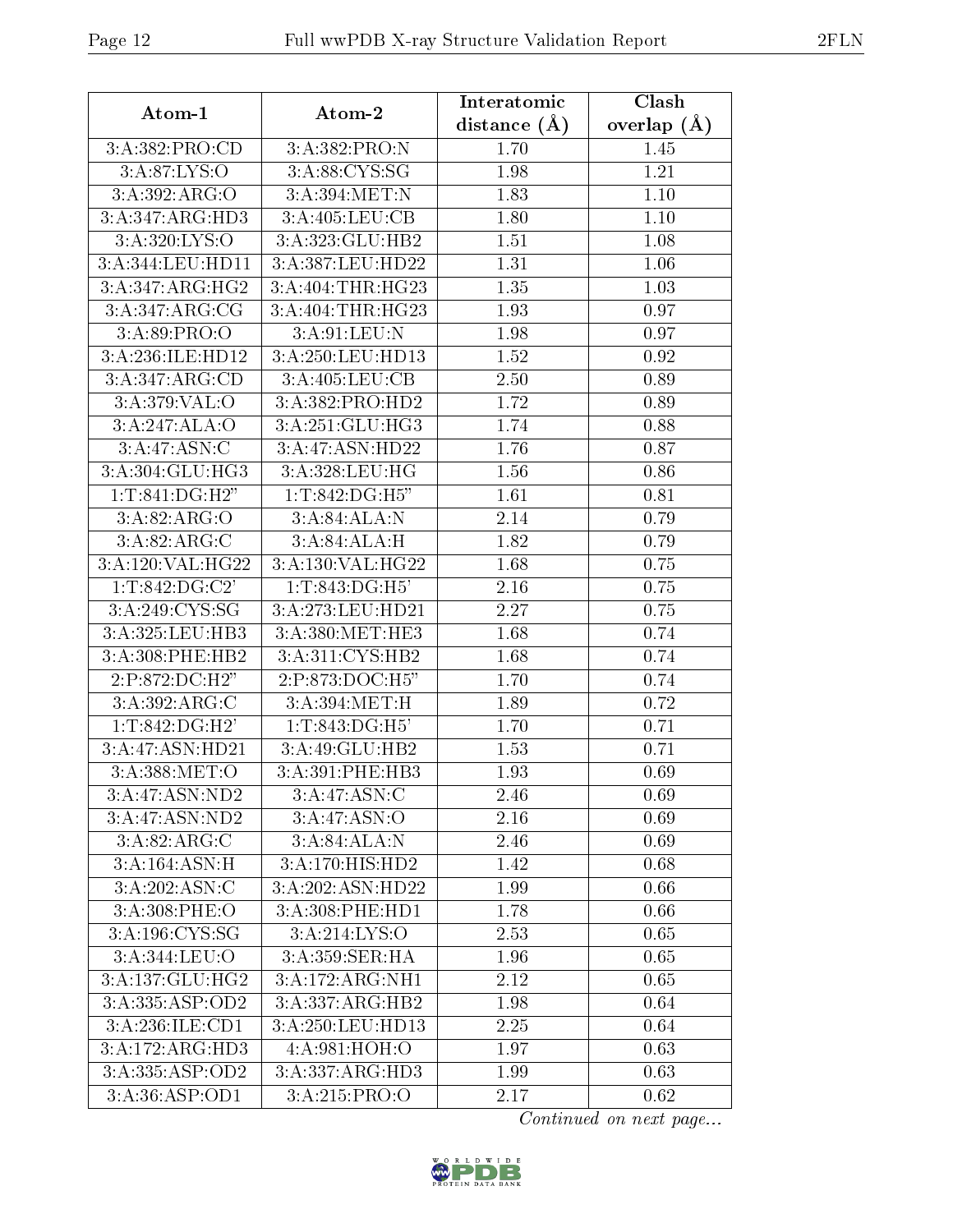| Atom-1 | Atom-2 | Interatomic distance (Å) | Clash overlap (Å) |
|---|---|---|---|
| 3:A:382:PRO:CD | 3:A:382:PRO:N | 1.70 | 1.45 |
| 3:A:87:LYS:O | 3:A:88:CYS:SG | 1.98 | 1.21 |
| 3:A:392:ARG:O | 3:A:394:MET:N | 1.83 | 1.10 |
| 3:A:347:ARG:HD3 | 3:A:405:LEU:CB | 1.80 | 1.10 |
| 3:A:320:LYS:O | 3:A:323:GLU:HB2 | 1.51 | 1.08 |
| 3:A:344:LEU:HD11 | 3:A:387:LEU:HD22 | 1.31 | 1.06 |
| 3:A:347:ARG:HG2 | 3:A:404:THR:HG23 | 1.35 | 1.03 |
| 3:A:347:ARG:CG | 3:A:404:THR:HG23 | 1.93 | 0.97 |
| 3:A:89:PRO:O | 3:A:91:LEU:N | 1.98 | 0.97 |
| 3:A:236:ILE:HD12 | 3:A:250:LEU:HD13 | 1.52 | 0.92 |
| 3:A:347:ARG:CD | 3:A:405:LEU:CB | 2.50 | 0.89 |
| 3:A:379:VAL:O | 3:A:382:PRO:HD2 | 1.72 | 0.89 |
| 3:A:247:ALA:O | 3:A:251:GLU:HG3 | 1.74 | 0.88 |
| 3:A:47:ASN:C | 3:A:47:ASN:HD22 | 1.76 | 0.87 |
| 3:A:304:GLU:HG3 | 3:A:328:LEU:HG | 1.56 | 0.86 |
| 1:T:841:DG:H2" | 1:T:842:DG:H5" | 1.61 | 0.81 |
| 3:A:82:ARG:O | 3:A:84:ALA:N | 2.14 | 0.79 |
| 3:A:82:ARG:C | 3:A:84:ALA:H | 1.82 | 0.79 |
| 3:A:120:VAL:HG22 | 3:A:130:VAL:HG22 | 1.68 | 0.75 |
| 1:T:842:DG:C2' | 1:T:843:DG:H5' | 2.16 | 0.75 |
| 3:A:249:CYS:SG | 3:A:273:LEU:HD21 | 2.27 | 0.75 |
| 3:A:325:LEU:HB3 | 3:A:380:MET:HE3 | 1.68 | 0.74 |
| 3:A:308:PHE:HB2 | 3:A:311:CYS:HB2 | 1.68 | 0.74 |
| 2:P:872:DC:H2" | 2:P:873:DOC:H5" | 1.70 | 0.74 |
| 3:A:392:ARG:C | 3:A:394:MET:H | 1.89 | 0.72 |
| 1:T:842:DG:H2' | 1:T:843:DG:H5' | 1.70 | 0.71 |
| 3:A:47:ASN:HD21 | 3:A:49:GLU:HB2 | 1.53 | 0.71 |
| 3:A:388:MET:O | 3:A:391:PHE:HB3 | 1.93 | 0.69 |
| 3:A:47:ASN:ND2 | 3:A:47:ASN:C | 2.46 | 0.69 |
| 3:A:47:ASN:ND2 | 3:A:47:ASN:O | 2.16 | 0.69 |
| 3:A:82:ARG:C | 3:A:84:ALA:N | 2.46 | 0.69 |
| 3:A:164:ASN:H | 3:A:170:HIS:HD2 | 1.42 | 0.68 |
| 3:A:202:ASN:C | 3:A:202:ASN:HD22 | 1.99 | 0.66 |
| 3:A:308:PHE:O | 3:A:308:PHE:HD1 | 1.78 | 0.66 |
| 3:A:196:CYS:SG | 3:A:214:LYS:O | 2.53 | 0.65 |
| 3:A:344:LEU:O | 3:A:359:SER:HA | 1.96 | 0.65 |
| 3:A:137:GLU:HG2 | 3:A:172:ARG:NH1 | 2.12 | 0.65 |
| 3:A:335:ASP:OD2 | 3:A:337:ARG:HB2 | 1.98 | 0.64 |
| 3:A:236:ILE:CD1 | 3:A:250:LEU:HD13 | 2.25 | 0.64 |
| 3:A:172:ARG:HD3 | 4:A:981:HOH:O | 1.97 | 0.63 |
| 3:A:335:ASP:OD2 | 3:A:337:ARG:HD3 | 1.99 | 0.63 |
| 3:A:36:ASP:OD1 | 3:A:215:PRO:O | 2.17 | 0.62 |

*Continued on next page...*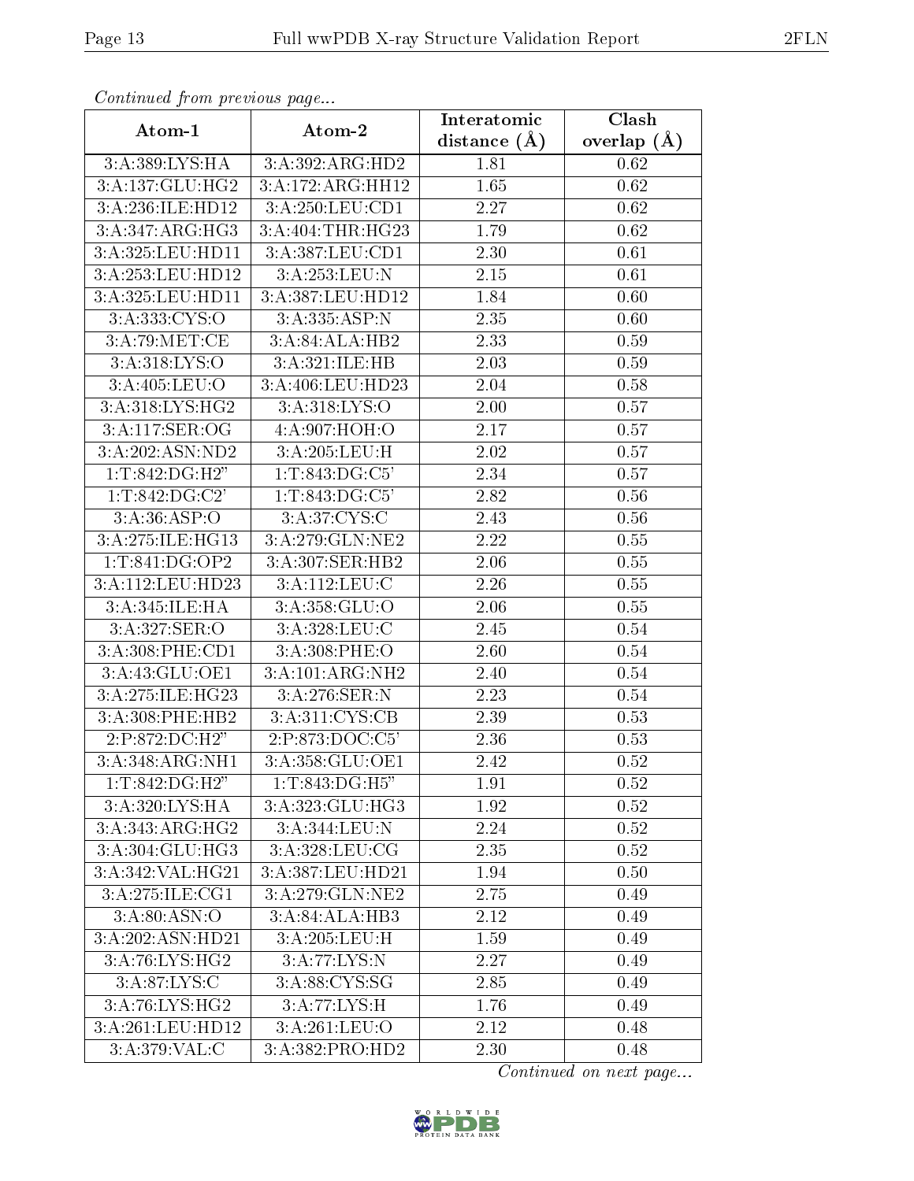*Continued from previous page...*

| Atom-1 | Atom-2 | Interatomic distance (Å) | Clash overlap (Å) |
|---|---|---|---|
| 3:A:389:LYS:HA | 3:A:392:ARG:HD2 | 1.81 | 0.62 |
| 3:A:137:GLU:HG2 | 3:A:172:ARG:HH12 | 1.65 | 0.62 |
| 3:A:236:ILE:HD12 | 3:A:250:LEU:CD1 | 2.27 | 0.62 |
| 3:A:347:ARG:HG3 | 3:A:404:THR:HG23 | 1.79 | 0.62 |
| 3:A:325:LEU:HD11 | 3:A:387:LEU:CD1 | 2.30 | 0.61 |
| 3:A:253:LEU:HD12 | 3:A:253:LEU:N | 2.15 | 0.61 |
| 3:A:325:LEU:HD11 | 3:A:387:LEU:HD12 | 1.84 | 0.60 |
| 3:A:333:CYS:O | 3:A:335:ASP:N | 2.35 | 0.60 |
| 3:A:79:MET:CE | 3:A:84:ALA:HB2 | 2.33 | 0.59 |
| 3:A:318:LYS:O | 3:A:321:ILE:HB | 2.03 | 0.59 |
| 3:A:405:LEU:O | 3:A:406:LEU:HD23 | 2.04 | 0.58 |
| 3:A:318:LYS:HG2 | 3:A:318:LYS:O | 2.00 | 0.57 |
| 3:A:117:SER:OG | 4:A:907:HOH:O | 2.17 | 0.57 |
| 3:A:202:ASN:ND2 | 3:A:205:LEU:H | 2.02 | 0.57 |
| 1:T:842:DG:H2" | 1:T:843:DG:C5' | 2.34 | 0.57 |
| 1:T:842:DG:C2' | 1:T:843:DG:C5' | 2.82 | 0.56 |
| 3:A:36:ASP:O | 3:A:37:CYS:C | 2.43 | 0.56 |
| 3:A:275:ILE:HG13 | 3:A:279:GLN:NE2 | 2.22 | 0.55 |
| 1:T:841:DG:OP2 | 3:A:307:SER:HB2 | 2.06 | 0.55 |
| 3:A:112:LEU:HD23 | 3:A:112:LEU:C | 2.26 | 0.55 |
| 3:A:345:ILE:HA | 3:A:358:GLU:O | 2.06 | 0.55 |
| 3:A:327:SER:O | 3:A:328:LEU:C | 2.45 | 0.54 |
| 3:A:308:PHE:CD1 | 3:A:308:PHE:O | 2.60 | 0.54 |
| 3:A:43:GLU:OE1 | 3:A:101:ARG:NH2 | 2.40 | 0.54 |
| 3:A:275:ILE:HG23 | 3:A:276:SER:N | 2.23 | 0.54 |
| 3:A:308:PHE:HB2 | 3:A:311:CYS:CB | 2.39 | 0.53 |
| 2:P:872:DC:H2" | 2:P:873:DOC:C5' | 2.36 | 0.53 |
| 3:A:348:ARG:NH1 | 3:A:358:GLU:OE1 | 2.42 | 0.52 |
| 1:T:842:DG:H2" | 1:T:843:DG:H5" | 1.91 | 0.52 |
| 3:A:320:LYS:HA | 3:A:323:GLU:HG3 | 1.92 | 0.52 |
| 3:A:343:ARG:HG2 | 3:A:344:LEU:N | 2.24 | 0.52 |
| 3:A:304:GLU:HG3 | 3:A:328:LEU:CG | 2.35 | 0.52 |
| 3:A:342:VAL:HG21 | 3:A:387:LEU:HD21 | 1.94 | 0.50 |
| 3:A:275:ILE:CG1 | 3:A:279:GLN:NE2 | 2.75 | 0.49 |
| 3:A:80:ASN:O | 3:A:84:ALA:HB3 | 2.12 | 0.49 |
| 3:A:202:ASN:HD21 | 3:A:205:LEU:H | 1.59 | 0.49 |
| 3:A:76:LYS:HG2 | 3:A:77:LYS:N | 2.27 | 0.49 |
| 3:A:87:LYS:C | 3:A:88:CYS:SG | 2.85 | 0.49 |
| 3:A:76:LYS:HG2 | 3:A:77:LYS:H | 1.76 | 0.49 |
| 3:A:261:LEU:HD12 | 3:A:261:LEU:O | 2.12 | 0.48 |
| 3:A:379:VAL:C | 3:A:382:PRO:HD2 | 2.30 | 0.48 |

*Continued on next page...*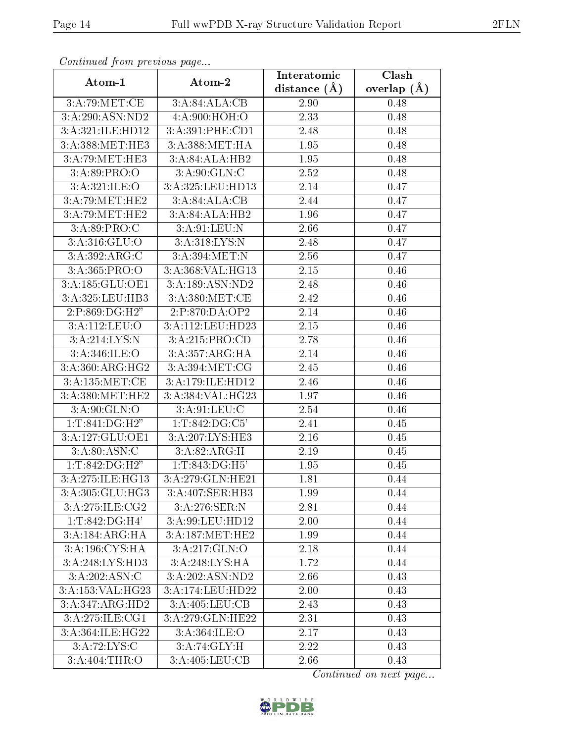*Continued from previous page...*

| Atom-1 | Atom-2 | Interatomic distance (Å) | Clash overlap (Å) |
|---|---|---|---|
| 3:A:79:MET:CE | 3:A:84:ALA:CB | 2.90 | 0.48 |
| 3:A:290:ASN:ND2 | 4:A:900:HOH:O | 2.33 | 0.48 |
| 3:A:321:ILE:HD12 | 3:A:391:PHE:CD1 | 2.48 | 0.48 |
| 3:A:388:MET:HE3 | 3:A:388:MET:HA | 1.95 | 0.48 |
| 3:A:79:MET:HE3 | 3:A:84:ALA:HB2 | 1.95 | 0.48 |
| 3:A:89:PRO:O | 3:A:90:GLN:C | 2.52 | 0.48 |
| 3:A:321:ILE:O | 3:A:325:LEU:HD13 | 2.14 | 0.47 |
| 3:A:79:MET:HE2 | 3:A:84:ALA:CB | 2.44 | 0.47 |
| 3:A:79:MET:HE2 | 3:A:84:ALA:HB2 | 1.96 | 0.47 |
| 3:A:89:PRO:C | 3:A:91:LEU:N | 2.66 | 0.47 |
| 3:A:316:GLU:O | 3:A:318:LYS:N | 2.48 | 0.47 |
| 3:A:392:ARG:C | 3:A:394:MET:N | 2.56 | 0.47 |
| 3:A:365:PRO:O | 3:A:368:VAL:HG13 | 2.15 | 0.46 |
| 3:A:185:GLU:OE1 | 3:A:189:ASN:ND2 | 2.48 | 0.46 |
| 3:A:325:LEU:HB3 | 3:A:380:MET:CE | 2.42 | 0.46 |
| 2:P:869:DG:H2" | 2:P:870:DA:OP2 | 2.14 | 0.46 |
| 3:A:112:LEU:O | 3:A:112:LEU:HD23 | 2.15 | 0.46 |
| 3:A:214:LYS:N | 3:A:215:PRO:CD | 2.78 | 0.46 |
| 3:A:346:ILE:O | 3:A:357:ARG:HA | 2.14 | 0.46 |
| 3:A:360:ARG:HG2 | 3:A:394:MET:CG | 2.45 | 0.46 |
| 3:A:135:MET:CE | 3:A:179:ILE:HD12 | 2.46 | 0.46 |
| 3:A:380:MET:HE2 | 3:A:384:VAL:HG23 | 1.97 | 0.46 |
| 3:A:90:GLN:O | 3:A:91:LEU:C | 2.54 | 0.46 |
| 1:T:841:DG:H2" | 1:T:842:DG:C5' | 2.41 | 0.45 |
| 3:A:127:GLU:OE1 | 3:A:207:LYS:HE3 | 2.16 | 0.45 |
| 3:A:80:ASN:C | 3:A:82:ARG:H | 2.19 | 0.45 |
| 1:T:842:DG:H2" | 1:T:843:DG:H5' | 1.95 | 0.45 |
| 3:A:275:ILE:HG13 | 3:A:279:GLN:HE21 | 1.81 | 0.44 |
| 3:A:305:GLU:HG3 | 3:A:407:SER:HB3 | 1.99 | 0.44 |
| 3:A:275:ILE:CG2 | 3:A:276:SER:N | 2.81 | 0.44 |
| 1:T:842:DG:H4' | 3:A:99:LEU:HD12 | 2.00 | 0.44 |
| 3:A:184:ARG:HA | 3:A:187:MET:HE2 | 1.99 | 0.44 |
| 3:A:196:CYS:HA | 3:A:217:GLN:O | 2.18 | 0.44 |
| 3:A:248:LYS:HD3 | 3:A:248:LYS:HA | 1.72 | 0.44 |
| 3:A:202:ASN:C | 3:A:202:ASN:ND2 | 2.66 | 0.43 |
| 3:A:153:VAL:HG23 | 3:A:174:LEU:HD22 | 2.00 | 0.43 |
| 3:A:347:ARG:HD2 | 3:A:405:LEU:CB | 2.43 | 0.43 |
| 3:A:275:ILE:CG1 | 3:A:279:GLN:HE22 | 2.31 | 0.43 |
| 3:A:364:ILE:HG22 | 3:A:364:ILE:O | 2.17 | 0.43 |
| 3:A:72:LYS:C | 3:A:74:GLY:H | 2.22 | 0.43 |
| 3:A:404:THR:O | 3:A:405:LEU:CB | 2.66 | 0.43 |

*Continued on next page...*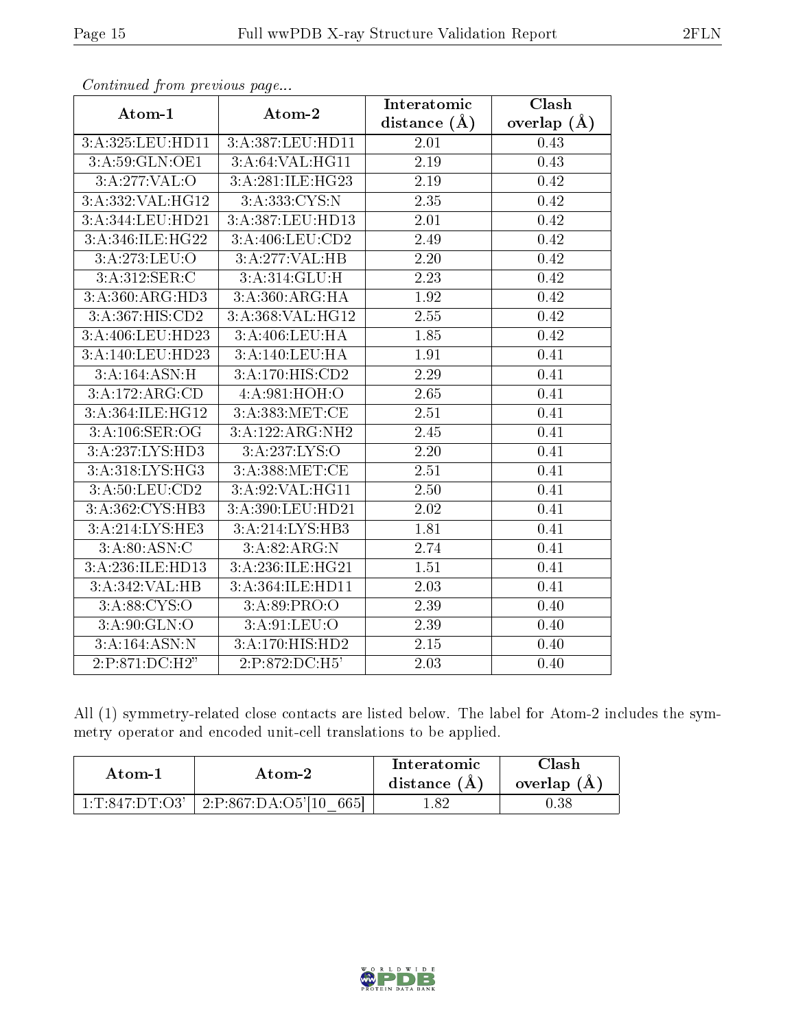*Continued from previous page...*

| Atom-1 | Atom-2 | Interatomic distance (Å) | Clash overlap (Å) |
|---|---|---|---|
| 3:A:325:LEU:HD11 | 3:A:387:LEU:HD11 | 2.01 | 0.43 |
| 3:A:59:GLN:OE1 | 3:A:64:VAL:HG11 | 2.19 | 0.43 |
| 3:A:277:VAL:O | 3:A:281:ILE:HG23 | 2.19 | 0.42 |
| 3:A:332:VAL:HG12 | 3:A:333:CYS:N | 2.35 | 0.42 |
| 3:A:344:LEU:HD21 | 3:A:387:LEU:HD13 | 2.01 | 0.42 |
| 3:A:346:ILE:HG22 | 3:A:406:LEU:CD2 | 2.49 | 0.42 |
| 3:A:273:LEU:O | 3:A:277:VAL:HB | 2.20 | 0.42 |
| 3:A:312:SER:C | 3:A:314:GLU:H | 2.23 | 0.42 |
| 3:A:360:ARG:HD3 | 3:A:360:ARG:HA | 1.92 | 0.42 |
| 3:A:367:HIS:CD2 | 3:A:368:VAL:HG12 | 2.55 | 0.42 |
| 3:A:406:LEU:HD23 | 3:A:406:LEU:HA | 1.85 | 0.42 |
| 3:A:140:LEU:HD23 | 3:A:140:LEU:HA | 1.91 | 0.41 |
| 3:A:164:ASN:H | 3:A:170:HIS:CD2 | 2.29 | 0.41 |
| 3:A:172:ARG:CD | 4:A:981:HOH:O | 2.65 | 0.41 |
| 3:A:364:ILE:HG12 | 3:A:383:MET:CE | 2.51 | 0.41 |
| 3:A:106:SER:OG | 3:A:122:ARG:NH2 | 2.45 | 0.41 |
| 3:A:237:LYS:HD3 | 3:A:237:LYS:O | 2.20 | 0.41 |
| 3:A:318:LYS:HG3 | 3:A:388:MET:CE | 2.51 | 0.41 |
| 3:A:50:LEU:CD2 | 3:A:92:VAL:HG11 | 2.50 | 0.41 |
| 3:A:362:CYS:HB3 | 3:A:390:LEU:HD21 | 2.02 | 0.41 |
| 3:A:214:LYS:HE3 | 3:A:214:LYS:HB3 | 1.81 | 0.41 |
| 3:A:80:ASN:C | 3:A:82:ARG:N | 2.74 | 0.41 |
| 3:A:236:ILE:HD13 | 3:A:236:ILE:HG21 | 1.51 | 0.41 |
| 3:A:342:VAL:HB | 3:A:364:ILE:HD11 | 2.03 | 0.41 |
| 3:A:88:CYS:O | 3:A:89:PRO:O | 2.39 | 0.40 |
| 3:A:90:GLN:O | 3:A:91:LEU:O | 2.39 | 0.40 |
| 3:A:164:ASN:N | 3:A:170:HIS:HD2 | 2.15 | 0.40 |
| 2:P:871:DC:H2" | 2:P:872:DC:H5' | 2.03 | 0.40 |

All (1) symmetry-related close contacts are listed below. The label for Atom-2 includes the symmetry operator and encoded unit-cell translations to be applied.

| Atom-1 | Atom-2 | Interatomic distance (Å) | Clash overlap (Å) |
|---|---|---|---|
| 1:T:847:DT:O3' | 2:P:867:DA:O5'[10_665] | 1.82 | 0.38 |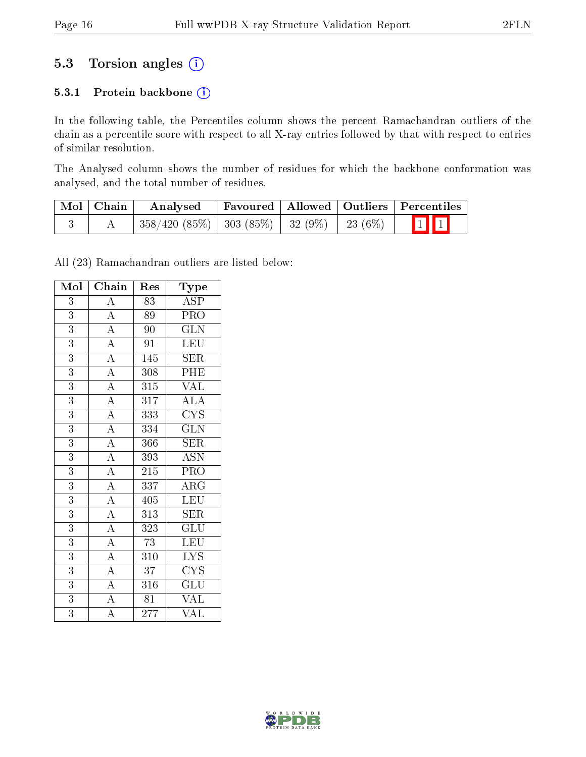## 5.3 Torsion angles (i)

### 5.3.1 Protein backbone (i)

In the following table, the Percentiles column shows the percent Ramachandran outliers of the chain as a percentile score with respect to all X-ray entries followed by that with respect to entries of similar resolution.

The Analysed column shows the number of residues for which the backbone conformation was analysed, and the total number of residues.

| Mol | Chain | Analysed | Favoured | Allowed | Outliers | Percentiles | |
|---|---|---|---|---|---|---|---|
| 3 | A | 358/420 (85%) | 303 (85%) | 32 (9%) | 23 (6%) | 1 | 1 |

All (23) Ramachandran outliers are listed below:

| Mol | Chain | Res | Type |
|---|---|---|---|
| 3 | A | 83 | ASP |
| 3 | A | 89 | PRO |
| 3 | A | 90 | GLN |
| 3 | A | 91 | LEU |
| 3 | A | 145 | SER |
| 3 | A | 308 | PHE |
| 3 | A | 315 | VAL |
| 3 | A | 317 | ALA |
| 3 | A | 333 | CYS |
| 3 | A | 334 | GLN |
| 3 | A | 366 | SER |
| 3 | A | 393 | ASN |
| 3 | A | 215 | PRO |
| 3 | A | 337 | ARG |
| 3 | A | 405 | LEU |
| 3 | A | 313 | SER |
| 3 | A | 323 | GLU |
| 3 | A | 73 | LEU |
| 3 | A | 310 | LYS |
| 3 | A | 37 | CYS |
| 3 | A | 316 | GLU |
| 3 | A | 81 | VAL |
| 3 | A | 277 | VAL |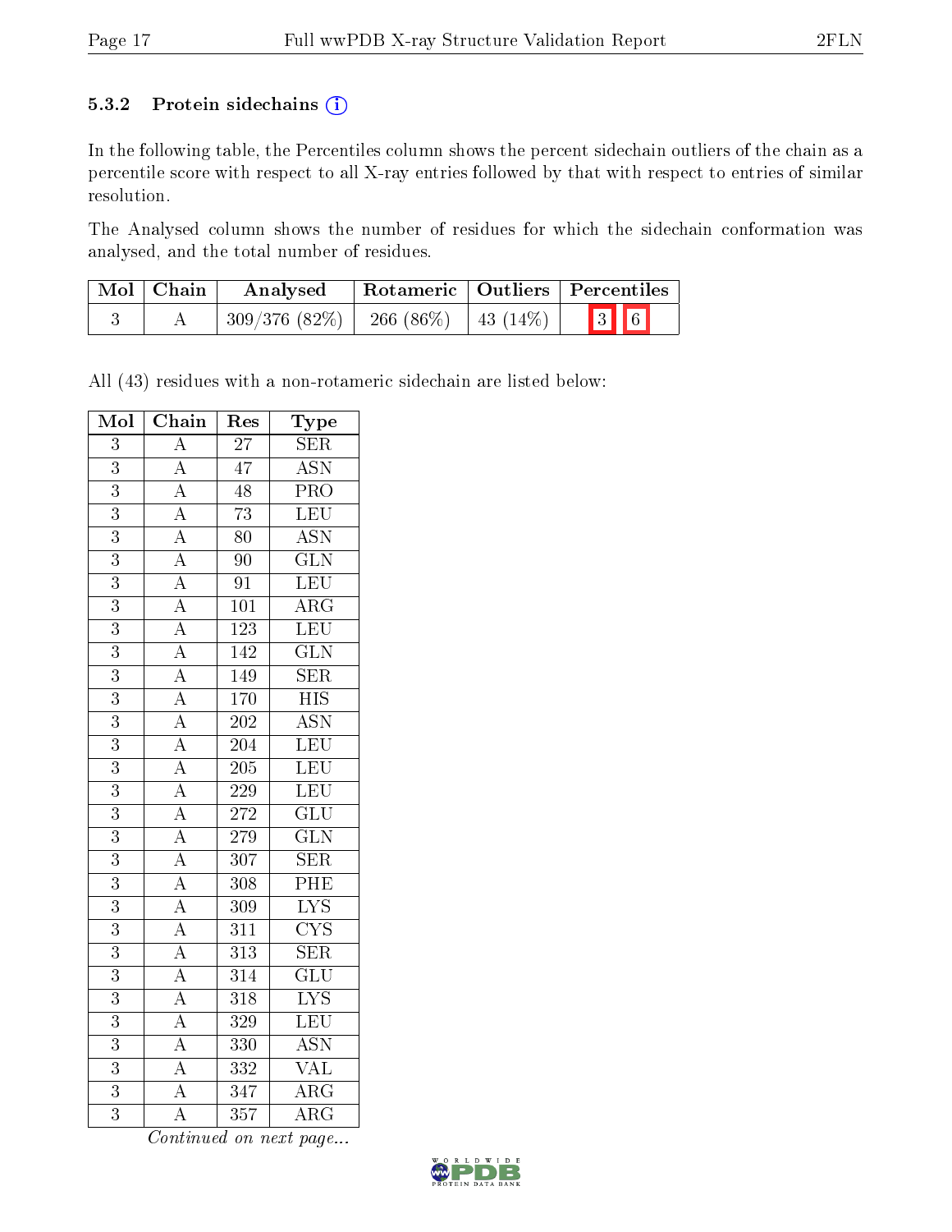### 5.3.2 Protein sidechains (i)

In the following table, the Percentiles column shows the percent sidechain outliers of the chain as a percentile score with respect to all X-ray entries followed by that with respect to entries of similar resolution.

The Analysed column shows the number of residues for which the sidechain conformation was analysed, and the total number of residues.

| Mol | Chain | Analysed | Rotameric | Outliers | Percentiles |
|---|---|---|---|---|---|
| 3 | A | 309/376 (82%) | 266 (86%) | 43 (14%) | 3 6 |

All (43) residues with a non-rotameric sidechain are listed below:

| Mol | Chain | Res | Type |
|---|---|---|---|
| 3 | A | 27 | SER |
| 3 | A | 47 | ASN |
| 3 | A | 48 | PRO |
| 3 | A | 73 | LEU |
| 3 | A | 80 | ASN |
| 3 | A | 90 | GLN |
| 3 | A | 91 | LEU |
| 3 | A | 101 | ARG |
| 3 | A | 123 | LEU |
| 3 | A | 142 | GLN |
| 3 | A | 149 | SER |
| 3 | A | 170 | HIS |
| 3 | A | 202 | ASN |
| 3 | A | 204 | LEU |
| 3 | A | 205 | LEU |
| 3 | A | 229 | LEU |
| 3 | A | 272 | GLU |
| 3 | A | 279 | GLN |
| 3 | A | 307 | SER |
| 3 | A | 308 | PHE |
| 3 | A | 309 | LYS |
| 3 | A | 311 | CYS |
| 3 | A | 313 | SER |
| 3 | A | 314 | GLU |
| 3 | A | 318 | LYS |
| 3 | A | 329 | LEU |
| 3 | A | 330 | ASN |
| 3 | A | 332 | VAL |
| 3 | A | 347 | ARG |
| 3 | A | 357 | ARG |

*Continued on next page...*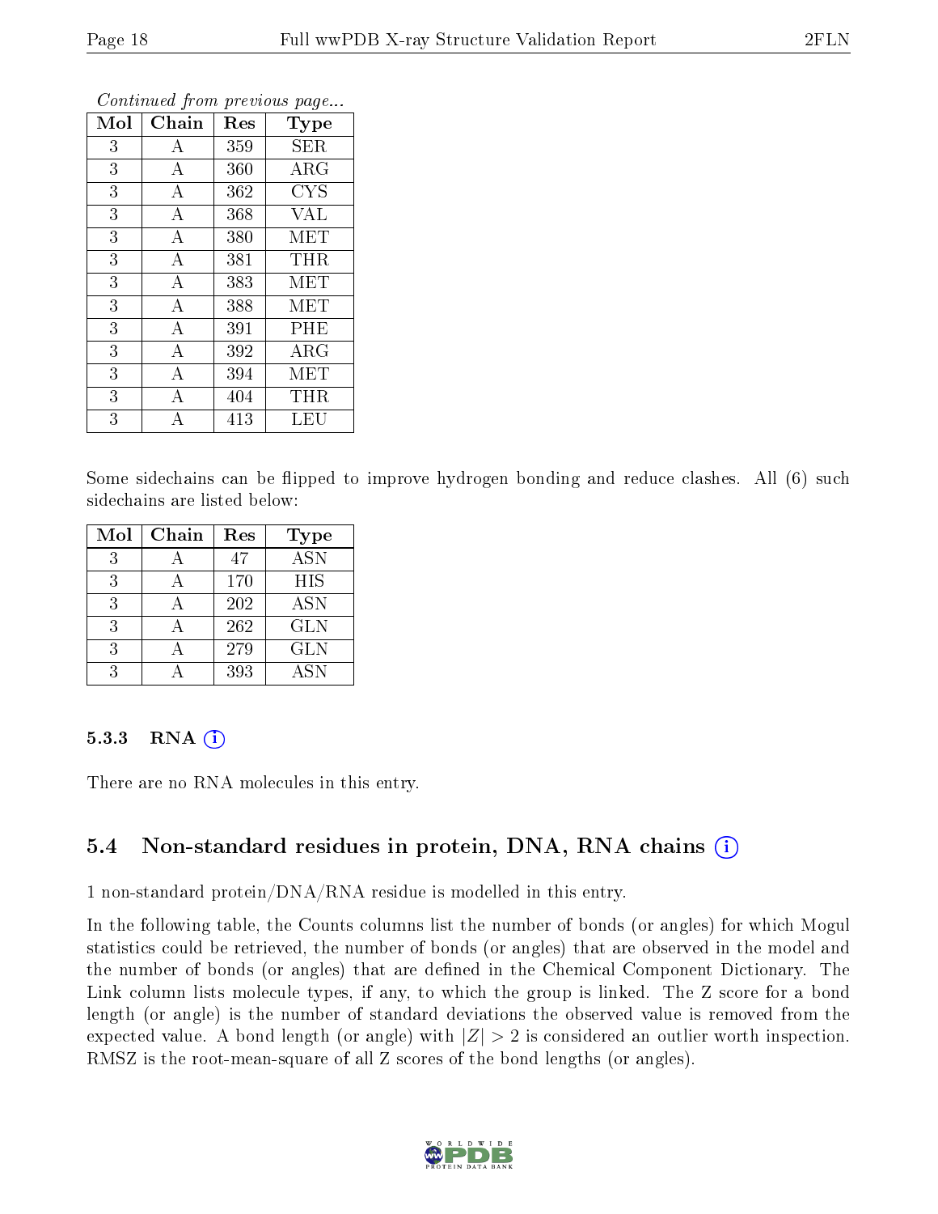*Continued from previous page...*

| Mol | Chain | Res | Type |
|---|---|---|---|
| 3 | A | 359 | SER |
| 3 | A | 360 | ARG |
| 3 | A | 362 | CYS |
| 3 | A | 368 | VAL |
| 3 | A | 380 | MET |
| 3 | A | 381 | THR |
| 3 | A | 383 | MET |
| 3 | A | 388 | MET |
| 3 | A | 391 | PHE |
| 3 | A | 392 | ARG |
| 3 | A | 394 | MET |
| 3 | A | 404 | THR |
| 3 | A | 413 | LEU |

Some sidechains can be flipped to improve hydrogen bonding and reduce clashes. All (6) such sidechains are listed below:

| Mol | Chain | Res | Type |
|---|---|---|---|
| 3 | A | 47 | ASN |
| 3 | A | 170 | HIS |
| 3 | A | 202 | ASN |
| 3 | A | 262 | GLN |
| 3 | A | 279 | GLN |
| 3 | A | 393 | ASN |

### 5.3.3 RNA

There are no RNA molecules in this entry.

## 5.4 Non-standard residues in protein, DNA, RNA chains

1 non-standard protein/DNA/RNA residue is modelled in this entry.

In the following table, the Counts columns list the number of bonds (or angles) for which Mogul statistics could be retrieved, the number of bonds (or angles) that are observed in the model and the number of bonds (or angles) that are defined in the Chemical Component Dictionary. The Link column lists molecule types, if any, to which the group is linked. The Z score for a bond length (or angle) is the number of standard deviations the observed value is removed from the expected value. A bond length (or angle) with $|Z| > 2$ is considered an outlier worth inspection. RMSZ is the root-mean-square of all Z scores of the bond lengths (or angles).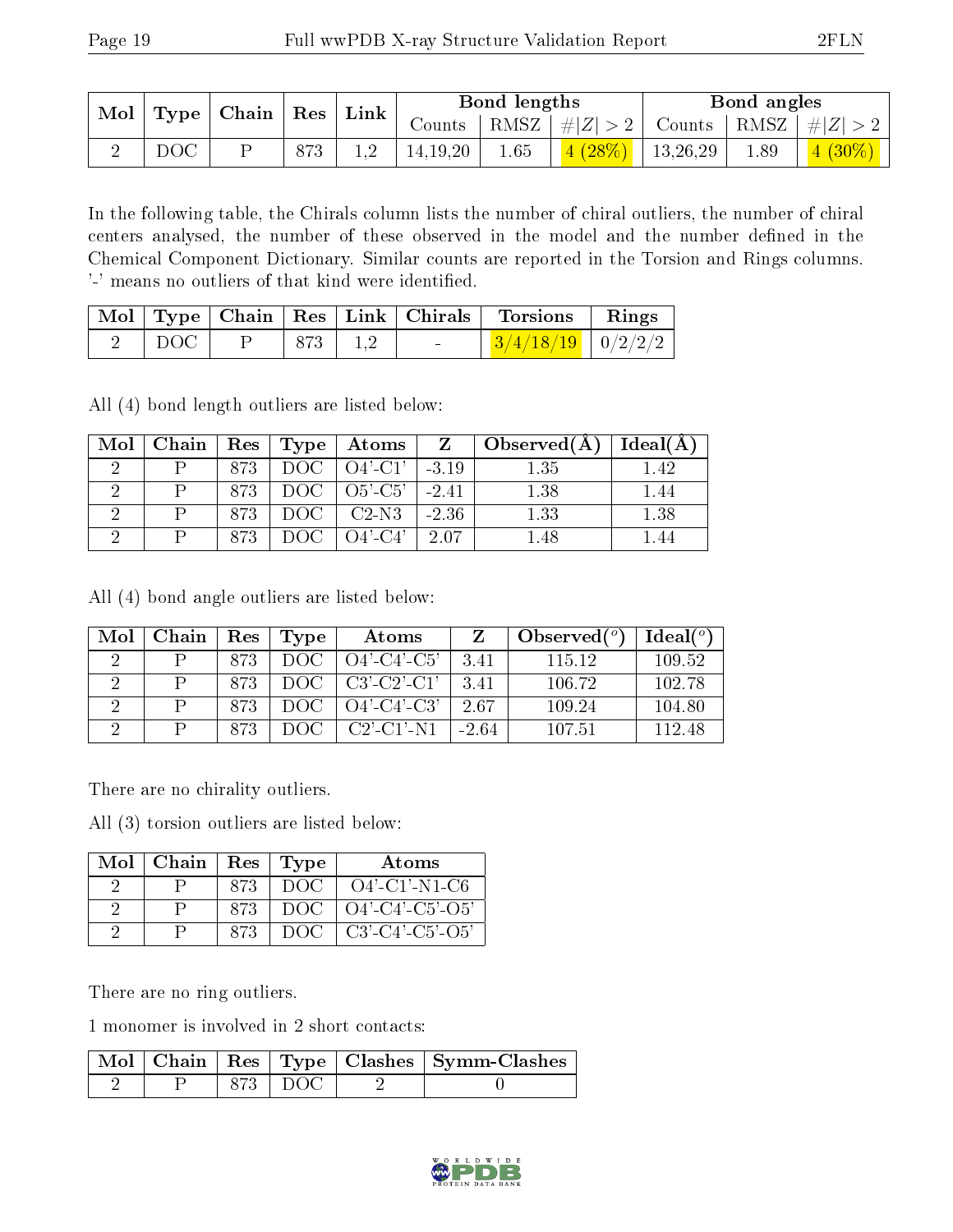| Mol | Type | Chain | Res | Link | Bond lengths | | | Bond angles | | |
|---|---|---|---|---|---|---|---|---|---|---|
| | | | | | Counts | RMSZ | #\|Z\| > 2 | Counts | RMSZ | #\|Z\| > 2 |
| 2 | DOC | P | 873 | 1,2 | 14,19,20 | 1.65 | 4 (28%) | 13,26,29 | 1.89 | 4 (30%) |

In the following table, the Chirals column lists the number of chiral outliers, the number of chiral centers analysed, the number of these observed in the model and the number defined in the Chemical Component Dictionary. Similar counts are reported in the Torsion and Rings columns. '-' means no outliers of that kind were identified.

| Mol | Type | Chain | Res | Link | Chirals | Torsions | Rings |
|---|---|---|---|---|---|---|---|
| 2 | DOC | P | 873 | 1,2 | - | 3/4/18/19 | 0/2/2/2 |

All (4) bond length outliers are listed below:

| Mol | Chain | Res | Type | Atoms | Z | Observed(Å) | Ideal(Å) |
|---|---|---|---|---|---|---|---|
| 2 | P | 873 | DOC | O4'-C1' | -3.19 | 1.35 | 1.42 |
| 2 | P | 873 | DOC | O5'-C5' | -2.41 | 1.38 | 1.44 |
| 2 | P | 873 | DOC | C2-N3 | -2.36 | 1.33 | 1.38 |
| 2 | P | 873 | DOC | O4'-C4' | 2.07 | 1.48 | 1.44 |

All (4) bond angle outliers are listed below:

| Mol | Chain | Res | Type | Atoms | Z | Observed(°) | Ideal(°) |
|---|---|---|---|---|---|---|---|
| 2 | P | 873 | DOC | O4'-C4'-C5' | 3.41 | 115.12 | 109.52 |
| 2 | P | 873 | DOC | C3'-C2'-C1' | 3.41 | 106.72 | 102.78 |
| 2 | P | 873 | DOC | O4'-C4'-C3' | 2.67 | 109.24 | 104.80 |
| 2 | P | 873 | DOC | C2'-C1'-N1 | -2.64 | 107.51 | 112.48 |

There are no chirality outliers.

All (3) torsion outliers are listed below:

| Mol | Chain | Res | Type | Atoms |
|---|---|---|---|---|
| 2 | P | 873 | DOC | O4'-C1'-N1-C6 |
| 2 | P | 873 | DOC | O4'-C4'-C5'-O5' |
| 2 | P | 873 | DOC | C3'-C4'-C5'-O5' |

There are no ring outliers.

1 monomer is involved in 2 short contacts:

| Mol | Chain | Res | Type | Clashes | Symm-Clashes |
|---|---|---|---|---|---|
| 2 | P | 873 | DOC | 2 | 0 |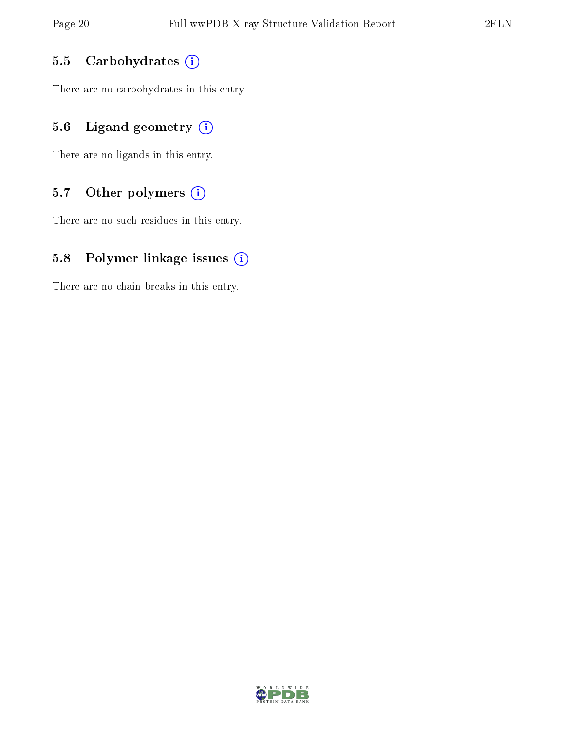### 5.5 Carbohydrates

There are no carbohydrates in this entry.

### 5.6 Ligand geometry

There are no ligands in this entry.

### 5.7 Other polymers

There are no such residues in this entry.

### 5.8 Polymer linkage issues

There are no chain breaks in this entry.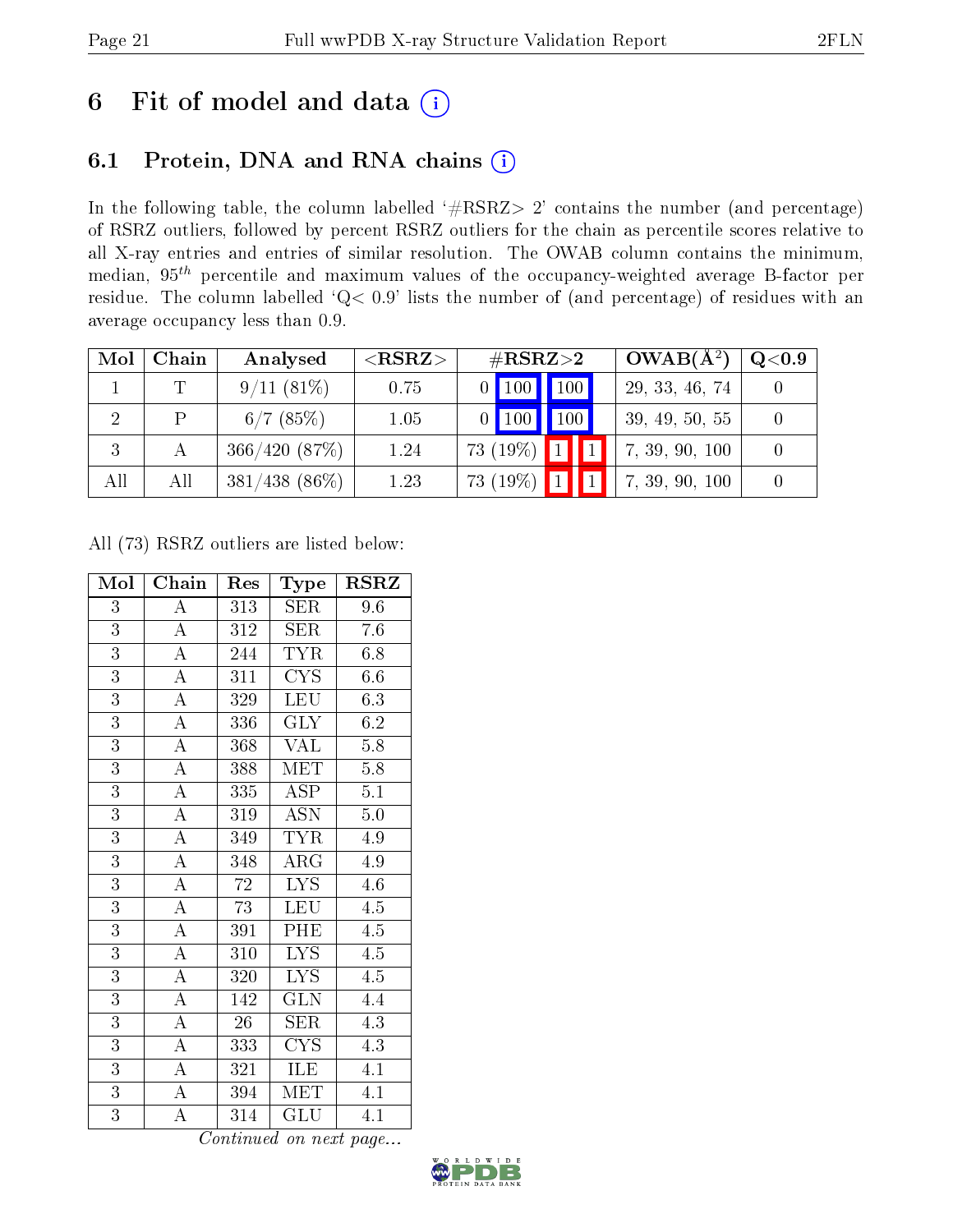# 6 Fit of model and data (i)

## 6.1 Protein, DNA and RNA chains (i)

In the following table, the column labelled '#RSRZ> 2' contains the number (and percentage) of RSRZ outliers, followed by percent RSRZ outliers for the chain as percentile scores relative to all X-ray entries and entries of similar resolution. The OWAB column contains the minimum, median, $95^{th}$ percentile and maximum values of the occupancy-weighted average B-factor per residue. The column labelled 'Q< 0.9' lists the number of (and percentage) of residues with an average occupancy less than 0.9.

| Mol | Chain | Analysed | <RSRZ> | #RSRZ>2 | | | OWAB(Å$^2$) | Q<0.9 |
|---|---|---|---|---|---|---|---|---|
| 1 | T | 9/11 (81%) | 0.75 | 0 | 100 | 100 | 29, 33, 46, 74 | 0 |
| 2 | P | 6/7 (85%) | 1.05 | 0 | 100 | 100 | 39, 49, 50, 55 | 0 |
| 3 | A | 366/420 (87%) | 1.24 | 73 (19%) | 1 | 1 | 7, 39, 90, 100 | 0 |
| All | All | 381/438 (86%) | 1.23 | 73 (19%) | 1 | 1 | 7, 39, 90, 100 | 0 |

All (73) RSRZ outliers are listed below:

| Mol | Chain | Res | Type | RSRZ |
|---|---|---|---|---|
| 3 | A | 313 | SER | 9.6 |
| 3 | A | 312 | SER | 7.6 |
| 3 | A | 244 | TYR | 6.8 |
| 3 | A | 311 | CYS | 6.6 |
| 3 | A | 329 | LEU | 6.3 |
| 3 | A | 336 | GLY | 6.2 |
| 3 | A | 368 | VAL | 5.8 |
| 3 | A | 388 | MET | 5.8 |
| 3 | A | 335 | ASP | 5.1 |
| 3 | A | 319 | ASN | 5.0 |
| 3 | A | 349 | TYR | 4.9 |
| 3 | A | 348 | ARG | 4.9 |
| 3 | A | 72 | LYS | 4.6 |
| 3 | A | 73 | LEU | 4.5 |
| 3 | A | 391 | PHE | 4.5 |
| 3 | A | 310 | LYS | 4.5 |
| 3 | A | 320 | LYS | 4.5 |
| 3 | A | 142 | GLN | 4.4 |
| 3 | A | 26 | SER | 4.3 |
| 3 | A | 333 | CYS | 4.3 |
| 3 | A | 321 | ILE | 4.1 |
| 3 | A | 394 | MET | 4.1 |
| 3 | A | 314 | GLU | 4.1 |

*Continued on next page...*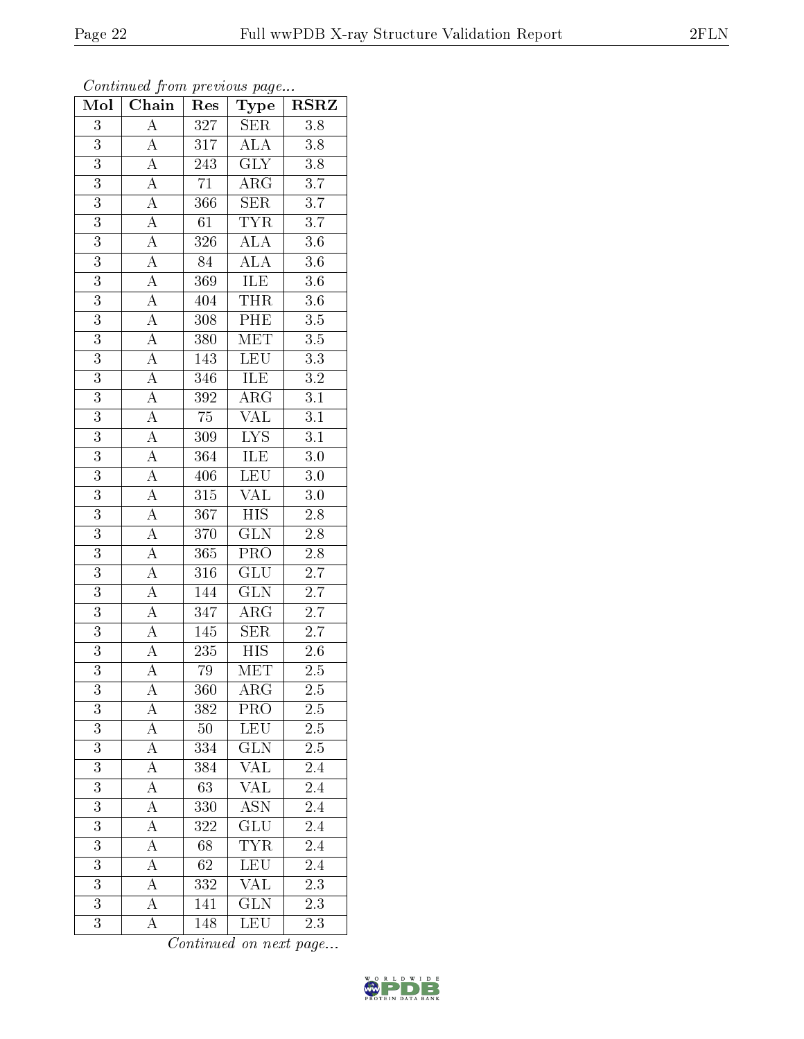*Continued from previous page...*

| Mol | Chain | Res | Type | RSRZ |
|---|---|---|---|---|
| 3 | A | 327 | SER | 3.8 |
| 3 | A | 317 | ALA | 3.8 |
| 3 | A | 243 | GLY | 3.8 |
| 3 | A | 71 | ARG | 3.7 |
| 3 | A | 366 | SER | 3.7 |
| 3 | A | 61 | TYR | 3.7 |
| 3 | A | 326 | ALA | 3.6 |
| 3 | A | 84 | ALA | 3.6 |
| 3 | A | 369 | ILE | 3.6 |
| 3 | A | 404 | THR | 3.6 |
| 3 | A | 308 | PHE | 3.5 |
| 3 | A | 380 | MET | 3.5 |
| 3 | A | 143 | LEU | 3.3 |
| 3 | A | 346 | ILE | 3.2 |
| 3 | A | 392 | ARG | 3.1 |
| 3 | A | 75 | VAL | 3.1 |
| 3 | A | 309 | LYS | 3.1 |
| 3 | A | 364 | ILE | 3.0 |
| 3 | A | 406 | LEU | 3.0 |
| 3 | A | 315 | VAL | 3.0 |
| 3 | A | 367 | HIS | 2.8 |
| 3 | A | 370 | GLN | 2.8 |
| 3 | A | 365 | PRO | 2.8 |
| 3 | A | 316 | GLU | 2.7 |
| 3 | A | 144 | GLN | 2.7 |
| 3 | A | 347 | ARG | 2.7 |
| 3 | A | 145 | SER | 2.7 |
| 3 | A | 235 | HIS | 2.6 |
| 3 | A | 79 | MET | 2.5 |
| 3 | A | 360 | ARG | 2.5 |
| 3 | A | 382 | PRO | 2.5 |
| 3 | A | 50 | LEU | 2.5 |
| 3 | A | 334 | GLN | 2.5 |
| 3 | A | 384 | VAL | 2.4 |
| 3 | A | 63 | VAL | 2.4 |
| 3 | A | 330 | ASN | 2.4 |
| 3 | A | 322 | GLU | 2.4 |
| 3 | A | 68 | TYR | 2.4 |
| 3 | A | 62 | LEU | 2.4 |
| 3 | A | 332 | VAL | 2.3 |
| 3 | A | 141 | GLN | 2.3 |
| 3 | A | 148 | LEU | 2.3 |

*Continued on next page...*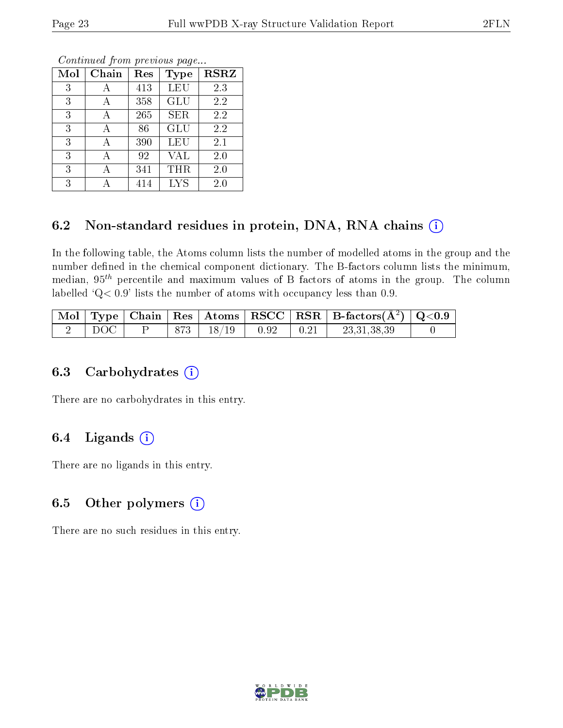*Continued from previous page...*

| Mol | Chain | Res | Type | RSRZ |
|---|---|---|---|---|
| 3 | A | 413 | LEU | 2.3 |
| 3 | A | 358 | GLU | 2.2 |
| 3 | A | 265 | SER | 2.2 |
| 3 | A | 86 | GLU | 2.2 |
| 3 | A | 390 | LEU | 2.1 |
| 3 | A | 92 | VAL | 2.0 |
| 3 | A | 341 | THR | 2.0 |
| 3 | A | 414 | LYS | 2.0 |

## 6.2 Non-standard residues in protein, DNA, RNA chains (i)

In the following table, the Atoms column lists the number of modelled atoms in the group and the number defined in the chemical component dictionary. The B-factors column lists the minimum, median, $95^{th}$ percentile and maximum values of B factors of atoms in the group. The column labelled 'Q< 0.9' lists the number of atoms with occupancy less than 0.9.

| Mol | Type | Chain | Res | Atoms | RSCC | RSR | B-factors($\AA^2$) | Q<0.9 |
|---|---|---|---|---|---|---|---|---|
| 2 | DOC | P | 873 | 18/19 | 0.92 | 0.21 | 23,31,38,39 | 0 |

## 6.3 Carbohydrates (i)

There are no carbohydrates in this entry.

## 6.4 Ligands (i)

There are no ligands in this entry.

## 6.5 Other polymers (i)

There are no such residues in this entry.